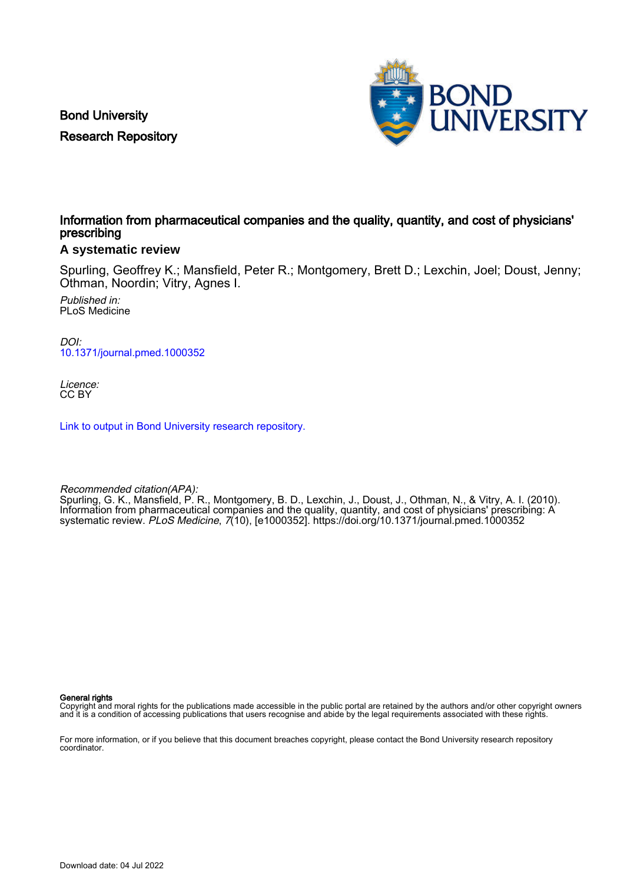Bond University
Research Repository

# Information from pharmaceutical companies and the quality, quantity, and cost of physicians' prescribing

## A systematic review

Spurling, Geoffrey K.; Mansfield, Peter R.; Montgomery, Brett D.; Lexchin, Joel; Doust, Jenny; Othman, Noordin; Vitry, Agnes I.

*Published in:*
PLoS Medicine

*DOI:*
10.1371/journal.pmed.1000352

*Licence:*
CC BY

Link to output in Bond University research repository.

*Recommended citation(APA):*
Spurling, G. K., Mansfield, P. R., Montgomery, B. D., Lexchin, J., Doust, J., Othman, N., & Vitry, A. I. (2010). Information from pharmaceutical companies and the quality, quantity, and cost of physicians' prescribing: A systematic review. *PLoS Medicine*, *7*(10), [e1000352]. https://doi.org/10.1371/journal.pmed.1000352

**General rights**
Copyright and moral rights for the publications made accessible in the public portal are retained by the authors and/or other copyright owners and it is a condition of accessing publications that users recognise and abide by the legal requirements associated with these rights.

For more information, or if you believe that this document breaches copyright, please contact the Bond University research repository coordinator.

Download date: 04 Jul 2022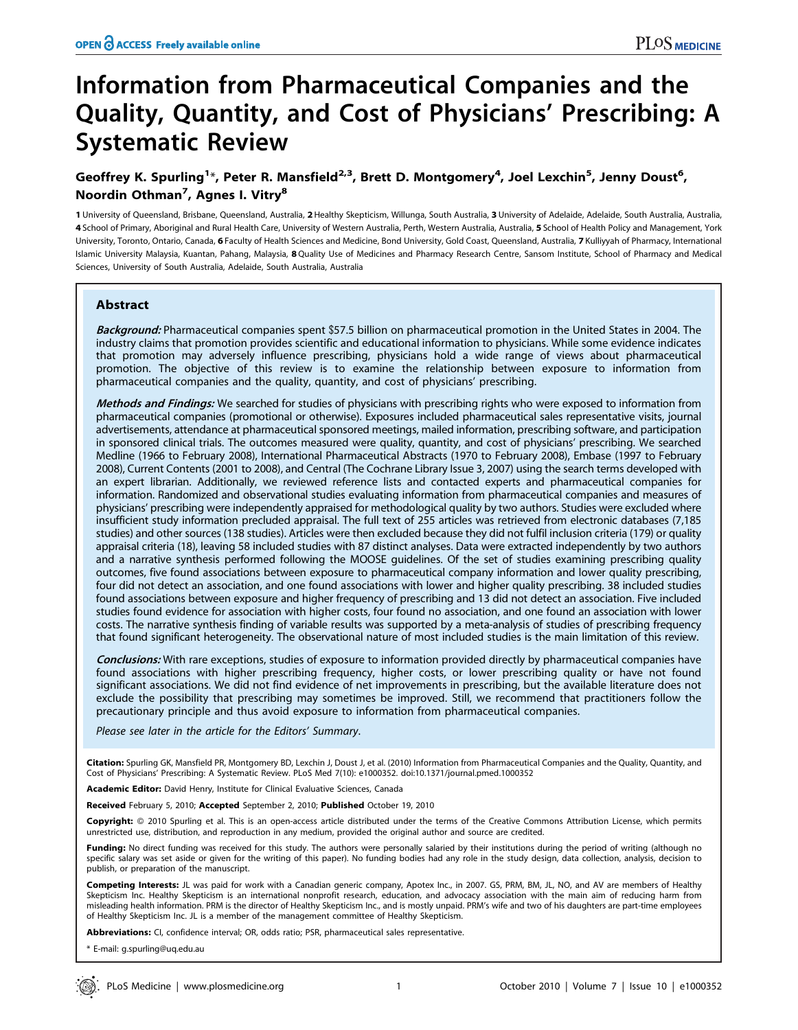# Information from Pharmaceutical Companies and the Quality, Quantity, and Cost of Physicians' Prescribing: A Systematic Review

**Geoffrey K. Spurling[1]*, Peter R. Mansfield[2,3], Brett D. Montgomery[4], Joel Lexchin[5], Jenny Doust[6], Noordin Othman[7], Agnes I. Vitry[8]**

1 University of Queensland, Brisbane, Queensland, Australia, 2 Healthy Skepticism, Willunga, South Australia, 3 University of Adelaide, Adelaide, South Australia, Australia, 4 School of Primary, Aboriginal and Rural Health Care, University of Western Australia, Perth, Western Australia, Australia, 5 School of Health Policy and Management, York University, Toronto, Ontario, Canada, 6 Faculty of Health Sciences and Medicine, Bond University, Gold Coast, Queensland, Australia, 7 Kulliyyah of Pharmacy, International Islamic University Malaysia, Kuantan, Pahang, Malaysia, 8 Quality Use of Medicines and Pharmacy Research Centre, Sansom Institute, School of Pharmacy and Medical Sciences, University of South Australia, Adelaide, South Australia, Australia

## Abstract

***Background:*** Pharmaceutical companies spent $57.5 billion on pharmaceutical promotion in the United States in 2004. The industry claims that promotion provides scientific and educational information to physicians. While some evidence indicates that promotion may adversely influence prescribing, physicians hold a wide range of views about pharmaceutical promotion. The objective of this review is to examine the relationship between exposure to information from pharmaceutical companies and the quality, quantity, and cost of physicians' prescribing.

***Methods and Findings:*** We searched for studies of physicians with prescribing rights who were exposed to information from pharmaceutical companies (promotional or otherwise). Exposures included pharmaceutical sales representative visits, journal advertisements, attendance at pharmaceutical sponsored meetings, mailed information, prescribing software, and participation in sponsored clinical trials. The outcomes measured were quality, quantity, and cost of physicians' prescribing. We searched Medline (1966 to February 2008), International Pharmaceutical Abstracts (1970 to February 2008), Embase (1997 to February 2008), Current Contents (2001 to 2008), and Central (The Cochrane Library Issue 3, 2007) using the search terms developed with an expert librarian. Additionally, we reviewed reference lists and contacted experts and pharmaceutical companies for information. Randomized and observational studies evaluating information from pharmaceutical companies and measures of physicians' prescribing were independently appraised for methodological quality by two authors. Studies were excluded where insufficient study information precluded appraisal. The full text of 255 articles was retrieved from electronic databases (7,185 studies) and other sources (138 studies). Articles were then excluded because they did not fulfil inclusion criteria (179) or quality appraisal criteria (18), leaving 58 included studies with 87 distinct analyses. Data were extracted independently by two authors and a narrative synthesis performed following the MOOSE guidelines. Of the set of studies examining prescribing quality outcomes, five found associations between exposure to pharmaceutical company information and lower quality prescribing, four did not detect an association, and one found associations with lower and higher quality prescribing. 38 included studies found associations between exposure and higher frequency of prescribing and 13 did not detect an association. Five included studies found evidence for association with higher costs, four found no association, and one found an association with lower costs. The narrative synthesis finding of variable results was supported by a meta-analysis of studies of prescribing frequency that found significant heterogeneity. The observational nature of most included studies is the main limitation of this review.

***Conclusions:*** With rare exceptions, studies of exposure to information provided directly by pharmaceutical companies have found associations with higher prescribing frequency, higher costs, or lower prescribing quality or have not found significant associations. We did not find evidence of net improvements in prescribing, but the available literature does not exclude the possibility that prescribing may sometimes be improved. Still, we recommend that practitioners follow the precautionary principle and thus avoid exposure to information from pharmaceutical companies.

*Please see later in the article for the Editors' Summary.*

**Citation:** Spurling GK, Mansfield PR, Montgomery BD, Lexchin J, Doust J, et al. (2010) Information from Pharmaceutical Companies and the Quality, Quantity, and Cost of Physicians' Prescribing: A Systematic Review. PLoS Med 7(10): e1000352. doi:10.1371/journal.pmed.1000352

**Academic Editor:** David Henry, Institute for Clinical Evaluative Sciences, Canada

**Received** February 5, 2010; **Accepted** September 2, 2010; **Published** October 19, 2010

**Copyright:** © 2010 Spurling et al. This is an open-access article distributed under the terms of the Creative Commons Attribution License, which permits unrestricted use, distribution, and reproduction in any medium, provided the original author and source are credited.

**Funding:** No direct funding was received for this study. The authors were personally salaried by their institutions during the period of writing (although no specific salary was set aside or given for the writing of this paper). No funding bodies had any role in the study design, data collection, analysis, decision to publish, or preparation of the manuscript.

**Competing Interests:** JL was paid for work with a Canadian generic company, Apotex Inc., in 2007. GS, PRM, BM, JL, NO, and AV are members of Healthy Skepticism Inc. Healthy Skepticism is an international nonprofit research, education, and advocacy association with the main aim of reducing harm from misleading health information. PRM is the director of Healthy Skepticism Inc., and is mostly unpaid. PRM's wife and two of his daughters are part-time employees of Healthy Skepticism Inc. JL is a member of the management committee of Healthy Skepticism.

**Abbreviations:** CI, confidence interval; OR, odds ratio; PSR, pharmaceutical sales representative.

* E-mail: g.spurling@uq.edu.au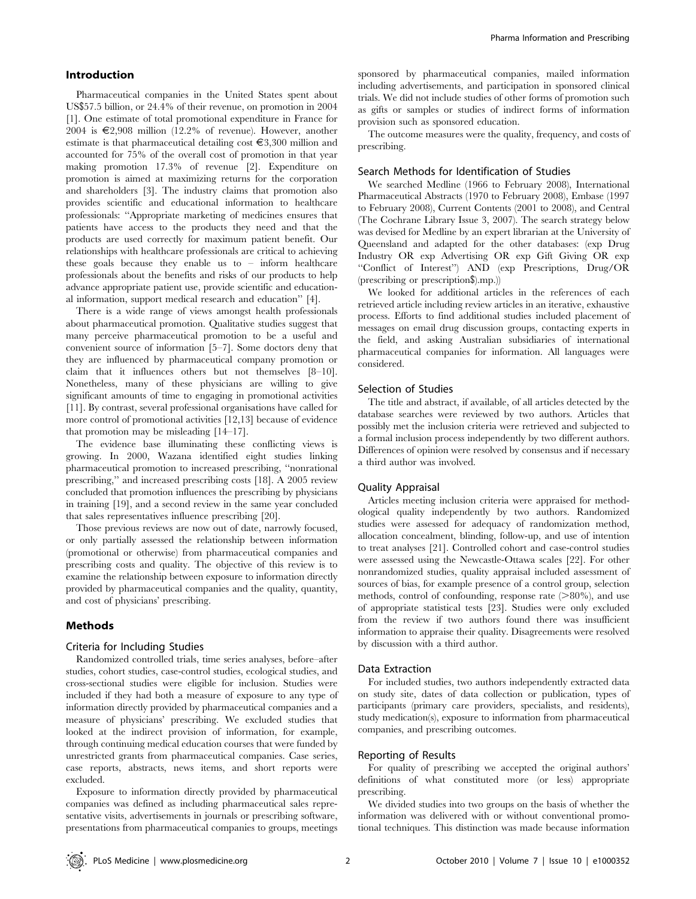## Introduction

Pharmaceutical companies in the United States spent about US$57.5 billion, or 24.4% of their revenue, on promotion in 2004 [1]. One estimate of total promotional expenditure in France for 2004 is €2,908 million (12.2% of revenue). However, another estimate is that pharmaceutical detailing cost €3,300 million and accounted for 75% of the overall cost of promotion in that year making promotion 17.3% of revenue [2]. Expenditure on promotion is aimed at maximizing returns for the corporation and shareholders [3]. The industry claims that promotion also provides scientific and educational information to healthcare professionals: "Appropriate marketing of medicines ensures that patients have access to the products they need and that the products are used correctly for maximum patient benefit. Our relationships with healthcare professionals are critical to achieving these goals because they enable us to – inform healthcare professionals about the benefits and risks of our products to help advance appropriate patient use, provide scientific and educational information, support medical research and education" [4].

There is a wide range of views amongst health professionals about pharmaceutical promotion. Qualitative studies suggest that many perceive pharmaceutical promotion to be a useful and convenient source of information [5–7]. Some doctors deny that they are influenced by pharmaceutical company promotion or claim that it influences others but not themselves [8–10]. Nonetheless, many of these physicians are willing to give significant amounts of time to engaging in promotional activities [11]. By contrast, several professional organisations have called for more control of promotional activities [12,13] because of evidence that promotion may be misleading [14–17].

The evidence base illuminating these conflicting views is growing. In 2000, Wazana identified eight studies linking pharmaceutical promotion to increased prescribing, "nonrational prescribing," and increased prescribing costs [18]. A 2005 review concluded that promotion influences the prescribing by physicians in training [19], and a second review in the same year concluded that sales representatives influence prescribing [20].

Those previous reviews are now out of date, narrowly focused, or only partially assessed the relationship between information (promotional or otherwise) from pharmaceutical companies and prescribing costs and quality. The objective of this review is to examine the relationship between exposure to information directly provided by pharmaceutical companies and the quality, quantity, and cost of physicians' prescribing.

## Methods

### Criteria for Including Studies

Randomized controlled trials, time series analyses, before–after studies, cohort studies, case-control studies, ecological studies, and cross-sectional studies were eligible for inclusion. Studies were included if they had both a measure of exposure to any type of information directly provided by pharmaceutical companies and a measure of physicians' prescribing. We excluded studies that looked at the indirect provision of information, for example, through continuing medical education courses that were funded by unrestricted grants from pharmaceutical companies. Case series, case reports, abstracts, news items, and short reports were excluded.

Exposure to information directly provided by pharmaceutical companies was defined as including pharmaceutical sales representative visits, advertisements in journals or prescribing software, presentations from pharmaceutical companies to groups, meetings sponsored by pharmaceutical companies, mailed information including advertisements, and participation in sponsored clinical trials. We did not include studies of other forms of promotion such as gifts or samples or studies of indirect forms of information provision such as sponsored education.

The outcome measures were the quality, frequency, and costs of prescribing.

### Search Methods for Identification of Studies

We searched Medline (1966 to February 2008), International Pharmaceutical Abstracts (1970 to February 2008), Embase (1997 to February 2008), Current Contents (2001 to 2008), and Central (The Cochrane Library Issue 3, 2007). The search strategy below was devised for Medline by an expert librarian at the University of Queensland and adapted for the other databases: (exp Drug Industry OR exp Advertising OR exp Gift Giving OR exp "Conflict of Interest") AND (exp Prescriptions, Drug/OR (prescribing or prescription$).mp.))

We looked for additional articles in the references of each retrieved article including review articles in an iterative, exhaustive process. Efforts to find additional studies included placement of messages on email drug discussion groups, contacting experts in the field, and asking Australian subsidiaries of international pharmaceutical companies for information. All languages were considered.

### Selection of Studies

The title and abstract, if available, of all articles detected by the database searches were reviewed by two authors. Articles that possibly met the inclusion criteria were retrieved and subjected to a formal inclusion process independently by two different authors. Differences of opinion were resolved by consensus and if necessary a third author was involved.

### Quality Appraisal

Articles meeting inclusion criteria were appraised for methodological quality independently by two authors. Randomized studies were assessed for adequacy of randomization method, allocation concealment, blinding, follow-up, and use of intention to treat analyses [21]. Controlled cohort and case-control studies were assessed using the Newcastle-Ottawa scales [22]. For other nonrandomized studies, quality appraisal included assessment of sources of bias, for example presence of a control group, selection methods, control of confounding, response rate (>80%), and use of appropriate statistical tests [23]. Studies were only excluded from the review if two authors found there was insufficient information to appraise their quality. Disagreements were resolved by discussion with a third author.

### Data Extraction

For included studies, two authors independently extracted data on study site, dates of data collection or publication, types of participants (primary care providers, specialists, and residents), study medication(s), exposure to information from pharmaceutical companies, and prescribing outcomes.

### Reporting of Results

For quality of prescribing we accepted the original authors' definitions of what constituted more (or less) appropriate prescribing.

We divided studies into two groups on the basis of whether the information was delivered with or without conventional promotional techniques. This distinction was made because information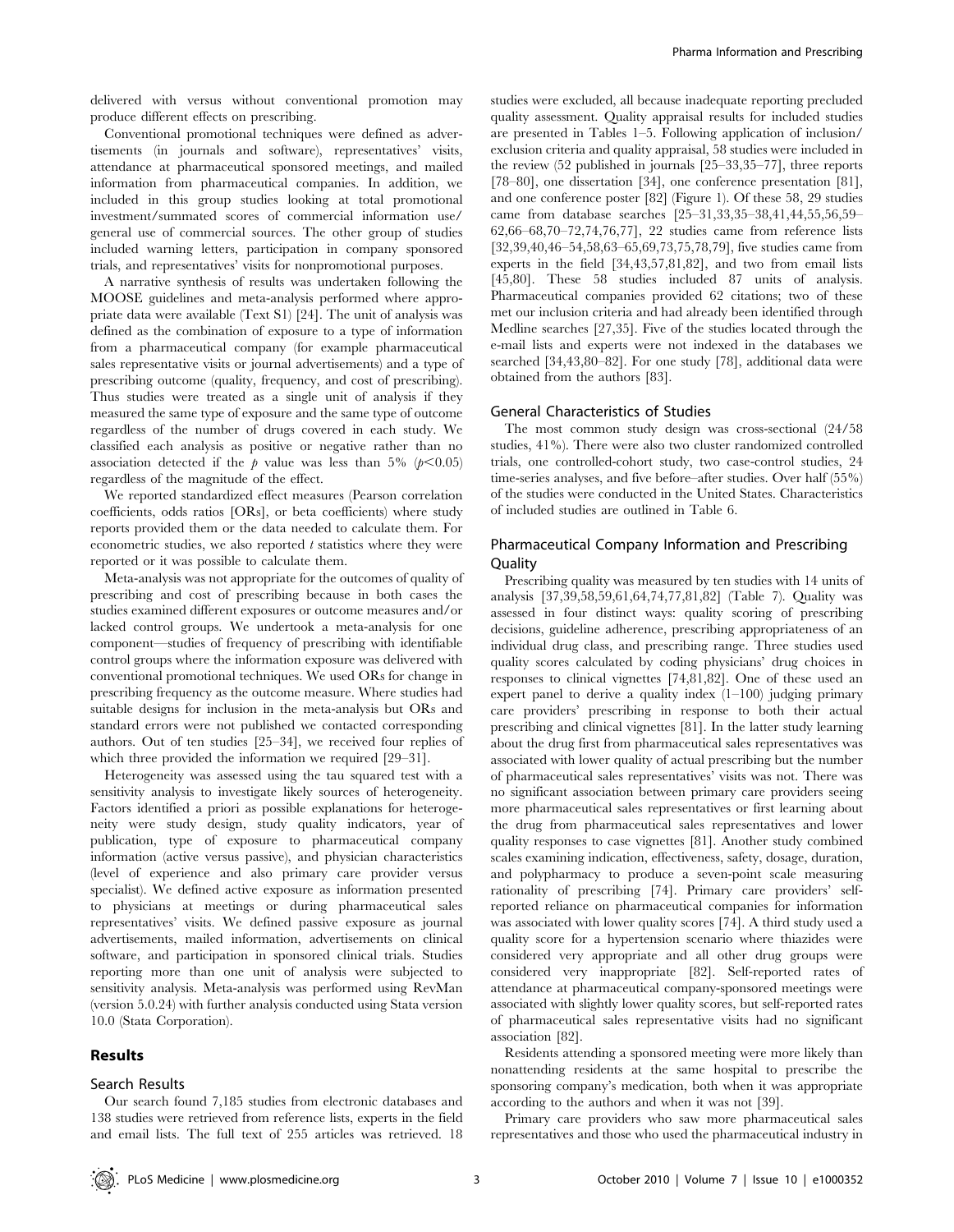delivered with versus without conventional promotion may produce different effects on prescribing.

Conventional promotional techniques were defined as advertisements (in journals and software), representatives' visits, attendance at pharmaceutical sponsored meetings, and mailed information from pharmaceutical companies. In addition, we included in this group studies looking at total promotional investment/summated scores of commercial information use/ general use of commercial sources. The other group of studies included warning letters, participation in company sponsored trials, and representatives' visits for nonpromotional purposes.

A narrative synthesis of results was undertaken following the MOOSE guidelines and meta-analysis performed where appropriate data were available (Text S1) [24]. The unit of analysis was defined as the combination of exposure to a type of information from a pharmaceutical company (for example pharmaceutical sales representative visits or journal advertisements) and a type of prescribing outcome (quality, frequency, and cost of prescribing). Thus studies were treated as a single unit of analysis if they measured the same type of exposure and the same type of outcome regardless of the number of drugs covered in each study. We classified each analysis as positive or negative rather than no association detected if the $p$ value was less than 5% ($p<0.05$) regardless of the magnitude of the effect.

We reported standardized effect measures (Pearson correlation coefficients, odds ratios [ORs], or beta coefficients) where study reports provided them or the data needed to calculate them. For econometric studies, we also reported $t$ statistics where they were reported or it was possible to calculate them.

Meta-analysis was not appropriate for the outcomes of quality of prescribing and cost of prescribing because in both cases the studies examined different exposures or outcome measures and/or lacked control groups. We undertook a meta-analysis for one component—studies of frequency of prescribing with identifiable control groups where the information exposure was delivered with conventional promotional techniques. We used ORs for change in prescribing frequency as the outcome measure. Where studies had suitable designs for inclusion in the meta-analysis but ORs and standard errors were not published we contacted corresponding authors. Out of ten studies [25–34], we received four replies of which three provided the information we required [29–31].

Heterogeneity was assessed using the tau squared test with a sensitivity analysis to investigate likely sources of heterogeneity. Factors identified a priori as possible explanations for heterogeneity were study design, study quality indicators, year of publication, type of exposure to pharmaceutical company information (active versus passive), and physician characteristics (level of experience and also primary care provider versus specialist). We defined active exposure as information presented to physicians at meetings or during pharmaceutical sales representatives' visits. We defined passive exposure as journal advertisements, mailed information, advertisements on clinical software, and participation in sponsored clinical trials. Studies reporting more than one unit of analysis were subjected to sensitivity analysis. Meta-analysis was performed using RevMan (version 5.0.24) with further analysis conducted using Stata version 10.0 (Stata Corporation).

## Results

### Search Results

Our search found 7,185 studies from electronic databases and 138 studies were retrieved from reference lists, experts in the field and email lists. The full text of 255 articles was retrieved. 18 studies were excluded, all because inadequate reporting precluded quality assessment. Quality appraisal results for included studies are presented in Tables 1–5. Following application of inclusion/ exclusion criteria and quality appraisal, 58 studies were included in the review (52 published in journals [25–33,35–77], three reports [78–80], one dissertation [34], one conference presentation [81], and one conference poster [82] (Figure 1). Of these 58, 29 studies came from database searches [25–31,33,35–38,41,44,55,56,59–62,66–68,70–72,74,76,77], 22 studies came from reference lists [32,39,40,46–54,58,63–65,69,73,75,78,79], five studies came from experts in the field [34,43,57,81,82], and two from email lists [45,80]. These 58 studies included 87 units of analysis. Pharmaceutical companies provided 62 citations; two of these met our inclusion criteria and had already been identified through Medline searches [27,35]. Five of the studies located through the e-mail lists and experts were not indexed in the databases we searched [34,43,80–82]. For one study [78], additional data were obtained from the authors [83].

### General Characteristics of Studies

The most common study design was cross-sectional (24/58 studies, 41%). There were also two cluster randomized controlled trials, one controlled-cohort study, two case-control studies, 24 time-series analyses, and five before–after studies. Over half (55%) of the studies were conducted in the United States. Characteristics of included studies are outlined in Table 6.

### Pharmaceutical Company Information and Prescribing Quality

Prescribing quality was measured by ten studies with 14 units of analysis [37,39,58,59,61,64,74,77,81,82] (Table 7). Quality was assessed in four distinct ways: quality scoring of prescribing decisions, guideline adherence, prescribing appropriateness of an individual drug class, and prescribing range. Three studies used quality scores calculated by coding physicians' drug choices in responses to clinical vignettes [74,81,82]. One of these used an expert panel to derive a quality index (1–100) judging primary care providers' prescribing in response to both their actual prescribing and clinical vignettes [81]. In the latter study learning about the drug first from pharmaceutical sales representatives was associated with lower quality of actual prescribing but the number of pharmaceutical sales representatives' visits was not. There was no significant association between primary care providers seeing more pharmaceutical sales representatives or first learning about the drug from pharmaceutical sales representatives and lower quality responses to case vignettes [81]. Another study combined scales examining indication, effectiveness, safety, dosage, duration, and polypharmacy to produce a seven-point scale measuring rationality of prescribing [74]. Primary care providers' self-reported reliance on pharmaceutical companies for information was associated with lower quality scores [74]. A third study used a quality score for a hypertension scenario where thiazides were considered very appropriate and all other drug groups were considered very inappropriate [82]. Self-reported rates of attendance at pharmaceutical company-sponsored meetings were associated with slightly lower quality scores, but self-reported rates of pharmaceutical sales representative visits had no significant association [82].

Residents attending a sponsored meeting were more likely than nonattending residents at the same hospital to prescribe the sponsoring company's medication, both when it was appropriate according to the authors and when it was not [39].

Primary care providers who saw more pharmaceutical sales representatives and those who used the pharmaceutical industry in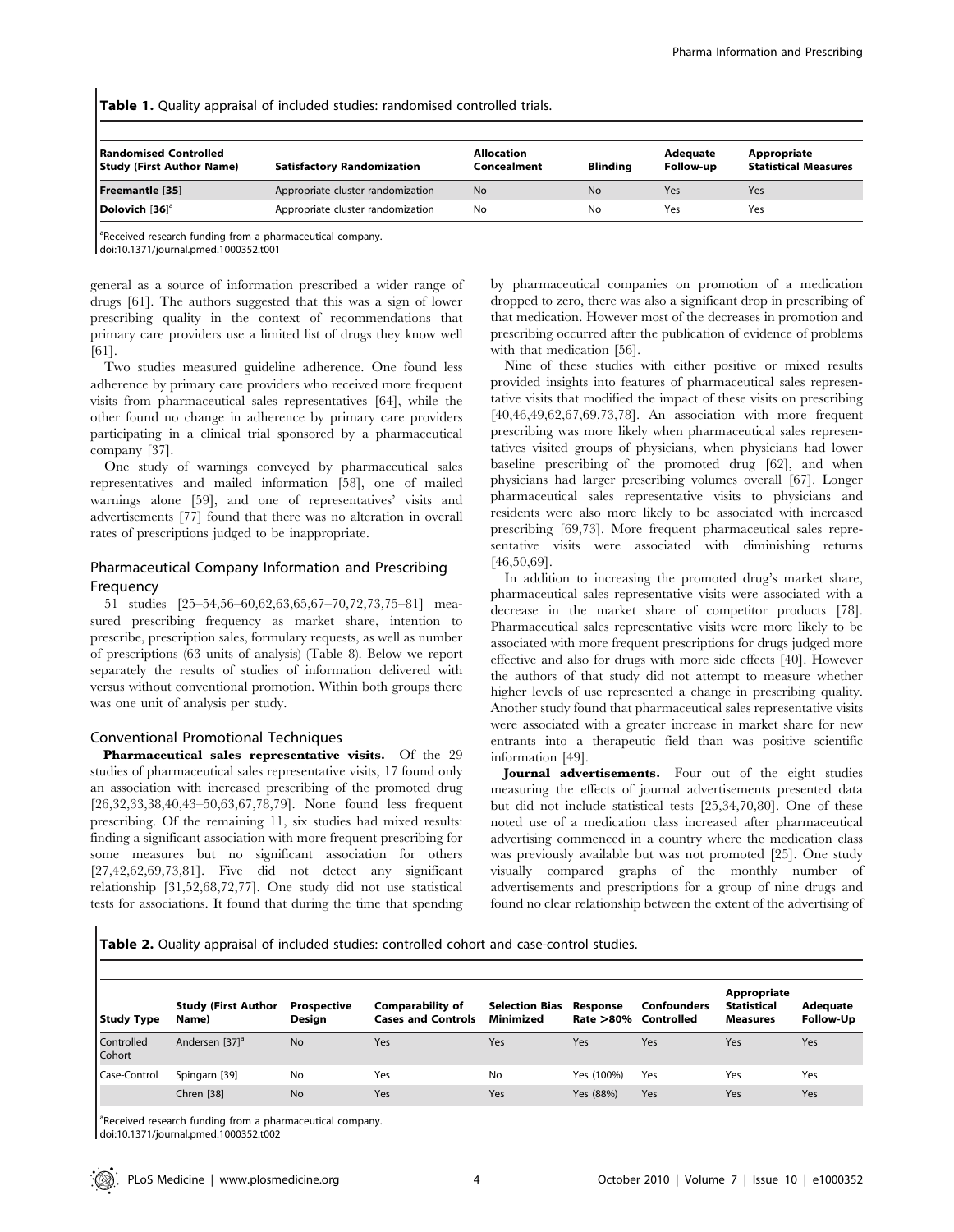**Table 1.** Quality appraisal of included studies: randomised controlled trials.

| Randomised Controlled Study (First Author Name) | Satisfactory Randomization | Allocation Concealment | Blinding | Adequate Follow-up | Appropriate Statistical Measures |
|---|---|---|---|---|---|
| Freemantle [35] | Appropriate cluster randomization | No | No | Yes | Yes |
| Dolovich [36][a] | Appropriate cluster randomization | No | No | Yes | Yes |

[a]Received research funding from a pharmaceutical company.
doi:10.1371/journal.pmed.1000352.t001

general as a source of information prescribed a wider range of drugs [61]. The authors suggested that this was a sign of lower prescribing quality in the context of recommendations that primary care providers use a limited list of drugs they know well [61].

Two studies measured guideline adherence. One found less adherence by primary care providers who received more frequent visits from pharmaceutical sales representatives [64], while the other found no change in adherence by primary care providers participating in a clinical trial sponsored by a pharmaceutical company [37].

One study of warnings conveyed by pharmaceutical sales representatives and mailed information [58], one of mailed warnings alone [59], and one of representatives' visits and advertisements [77] found that there was no alteration in overall rates of prescriptions judged to be inappropriate.

## Pharmaceutical Company Information and Prescribing Frequency

51 studies [25–54,56–60,62,63,65,67–70,72,73,75–81] measured prescribing frequency as market share, intention to prescribe, prescription sales, formulary requests, as well as number of prescriptions (63 units of analysis) (Table 8). Below we report separately the results of studies of information delivered with versus without conventional promotion. Within both groups there was one unit of analysis per study.

### Conventional Promotional Techniques

**Pharmaceutical sales representative visits.** Of the 29 studies of pharmaceutical sales representative visits, 17 found only an association with increased prescribing of the promoted drug [26,32,33,38,40,43–50,63,67,78,79]. None found less frequent prescribing. Of the remaining 11, six studies had mixed results: finding a significant association with more frequent prescribing for some measures but no significant association for others [27,42,62,69,73,81]. Five did not detect any significant relationship [31,52,68,72,77]. One study did not use statistical tests for associations. It found that during the time that spending by pharmaceutical companies on promotion of a medication dropped to zero, there was also a significant drop in prescribing of that medication. However most of the decreases in promotion and prescribing occurred after the publication of evidence of problems with that medication [56].

Nine of these studies with either positive or mixed results provided insights into features of pharmaceutical sales representative visits that modified the impact of these visits on prescribing [40,46,49,62,67,69,73,78]. An association with more frequent prescribing was more likely when pharmaceutical sales representatives visited groups of physicians, when physicians had lower baseline prescribing of the promoted drug [62], and when physicians had larger prescribing volumes overall [67]. Longer pharmaceutical sales representative visits to physicians and residents were also more likely to be associated with increased prescribing [69,73]. More frequent pharmaceutical sales representative visits were associated with diminishing returns [46,50,69].

In addition to increasing the promoted drug's market share, pharmaceutical sales representative visits were associated with a decrease in the market share of competitor products [78]. Pharmaceutical sales representative visits were more likely to be associated with more frequent prescriptions for drugs judged more effective and also for drugs with more side effects [40]. However the authors of that study did not attempt to measure whether higher levels of use represented a change in prescribing quality. Another study found that pharmaceutical sales representative visits were associated with a greater increase in market share for new entrants into a therapeutic field than was positive scientific information [49].

**Journal advertisements.** Four out of the eight studies measuring the effects of journal advertisements presented data but did not include statistical tests [25,34,70,80]. One of these noted use of a medication class increased after pharmaceutical advertising commenced in a country where the medication class was previously available but was not promoted [25]. One study visually compared graphs of the monthly number of advertisements and prescriptions for a group of nine drugs and found no clear relationship between the extent of the advertising of

**Table 2.** Quality appraisal of included studies: controlled cohort and case-control studies.

| Study Type | Study (First Author Name) | Prospective Design | Comparability of Cases and Controls | Selection Bias Minimized | Response Rate >80% | Confounders Controlled | Appropriate Statistical Measures | Adequate Follow-Up |
|---|---|---|---|---|---|---|---|---|
| Controlled Cohort | Andersen [37][a] | No | Yes | Yes | Yes | Yes | Yes | Yes |
| Case-Control | Spingarn [39] | No | Yes | No | Yes (100%) | Yes | Yes | Yes |
| | Chren [38] | No | Yes | Yes | Yes (88%) | Yes | Yes | Yes |

[a]Received research funding from a pharmaceutical company.
doi:10.1371/journal.pmed.1000352.t002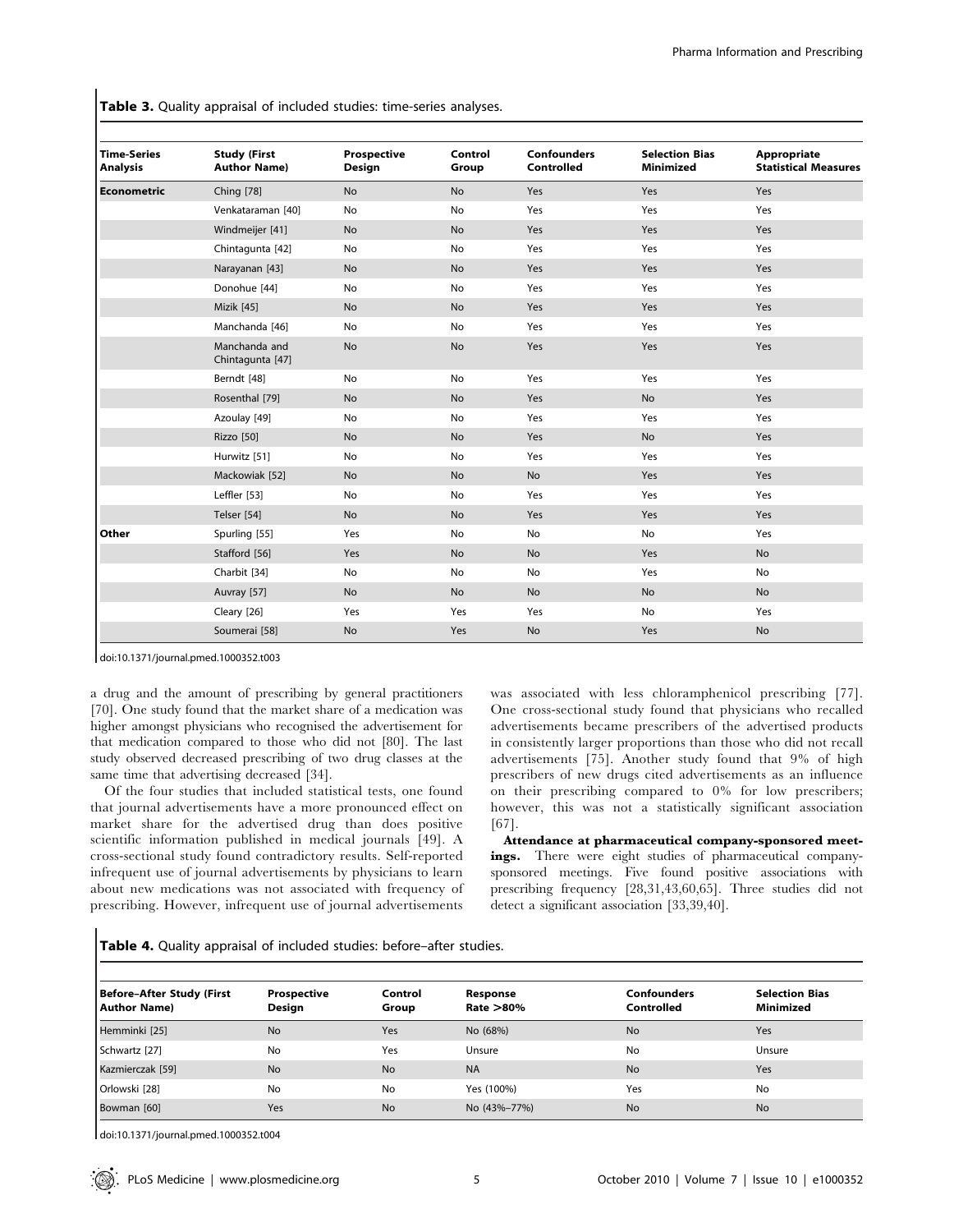**Table 3.** Quality appraisal of included studies: time-series analyses.

| Time-Series Analysis | Study (First Author Name) | Prospective Design | Control Group | Confounders Controlled | Selection Bias Minimized | Appropriate Statistical Measures |
|---|---|---|---|---|---|---|
| **Econometric** | Ching [78] | No | No | Yes | Yes | Yes |
| | Venkataraman [40] | No | No | Yes | Yes | Yes |
| | Windmeijer [41] | No | No | Yes | Yes | Yes |
| | Chintagunta [42] | No | No | Yes | Yes | Yes |
| | Narayanan [43] | No | No | Yes | Yes | Yes |
| | Donohue [44] | No | No | Yes | Yes | Yes |
| | Mizik [45] | No | No | Yes | Yes | Yes |
| | Manchanda [46] | No | No | Yes | Yes | Yes |
| | Manchanda and Chintagunta [47] | No | No | Yes | Yes | Yes |
| | Berndt [48] | No | No | Yes | Yes | Yes |
| | Rosenthal [79] | No | No | Yes | No | Yes |
| | Azoulay [49] | No | No | Yes | Yes | Yes |
| | Rizzo [50] | No | No | Yes | No | Yes |
| | Hurwitz [51] | No | No | Yes | Yes | Yes |
| | Mackowiak [52] | No | No | No | Yes | Yes |
| | Leffler [53] | No | No | Yes | Yes | Yes |
| | Telser [54] | No | No | Yes | Yes | Yes |
| **Other** | Spurling [55] | Yes | No | No | No | Yes |
| | Stafford [56] | Yes | No | No | Yes | No |
| | Charbit [34] | No | No | No | Yes | No |
| | Auvray [57] | No | No | No | No | No |
| | Cleary [26] | Yes | Yes | Yes | No | Yes |
| | Soumerai [58] | No | Yes | No | Yes | No |

doi:10.1371/journal.pmed.1000352.t003

a drug and the amount of prescribing by general practitioners [70]. One study found that the market share of a medication was higher amongst physicians who recognised the advertisement for that medication compared to those who did not [80]. The last study observed decreased prescribing of two drug classes at the same time that advertising decreased [34].

Of the four studies that included statistical tests, one found that journal advertisements have a more pronounced effect on market share for the advertised drug than does positive scientific information published in medical journals [49]. A cross-sectional study found contradictory results. Self-reported infrequent use of journal advertisements by physicians to learn about new medications was not associated with frequency of prescribing. However, infrequent use of journal advertisements was associated with less chloramphenicol prescribing [77]. One cross-sectional study found that physicians who recalled advertisements became prescribers of the advertised products in consistently larger proportions than those who did not recall advertisements [75]. Another study found that 9% of high prescribers of new drugs cited advertisements as an influence on their prescribing compared to 0% for low prescribers; however, this was not a statistically significant association [67].

**Attendance at pharmaceutical company-sponsored meetings.** There were eight studies of pharmaceutical company-sponsored meetings. Five found positive associations with prescribing frequency [28,31,43,60,65]. Three studies did not detect a significant association [33,39,40].

**Table 4.** Quality appraisal of included studies: before–after studies.

| Before–After Study (First Author Name) | Prospective Design | Control Group | Response Rate >80% | Confounders Controlled | Selection Bias Minimized |
|---|---|---|---|---|---|
| Hemminki [25] | No | Yes | No (68%) | No | Yes |
| Schwartz [27] | No | Yes | Unsure | No | Unsure |
| Kazmierczak [59] | No | No | NA | No | Yes |
| Orlowski [28] | No | No | Yes (100%) | Yes | No |
| Bowman [60] | Yes | No | No (43%–77%) | No | No |

doi:10.1371/journal.pmed.1000352.t004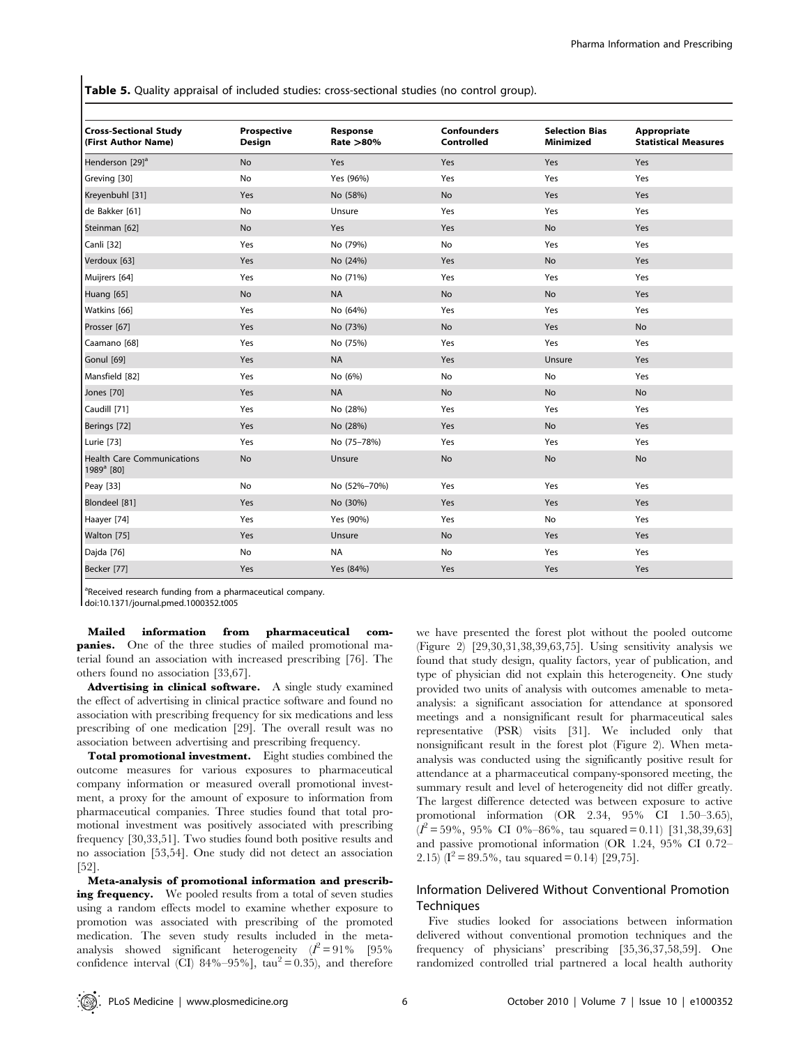**Table 5.** Quality appraisal of included studies: cross-sectional studies (no control group).

| Cross-Sectional Study (First Author Name) | Prospective Design | Response Rate >80% | Confounders Controlled | Selection Bias Minimized | Appropriate Statistical Measures |
|---|---|---|---|---|---|
| Henderson [29][a] | No | Yes | Yes | Yes | Yes |
| Greving [30] | No | Yes (96%) | Yes | Yes | Yes |
| Kreyenbuhl [31] | Yes | No (58%) | No | Yes | Yes |
| de Bakker [61] | No | Unsure | Yes | Yes | Yes |
| Steinman [62] | No | Yes | Yes | No | Yes |
| Canli [32] | Yes | No (79%) | No | Yes | Yes |
| Verdoux [63] | Yes | No (24%) | Yes | No | Yes |
| Muijrers [64] | Yes | No (71%) | Yes | Yes | Yes |
| Huang [65] | No | NA | No | No | Yes |
| Watkins [66] | Yes | No (64%) | Yes | Yes | Yes |
| Prosser [67] | Yes | No (73%) | No | Yes | No |
| Caamano [68] | Yes | No (75%) | Yes | Yes | Yes |
| Gonul [69] | Yes | NA | Yes | Unsure | Yes |
| Mansfield [82] | Yes | No (6%) | No | No | Yes |
| Jones [70] | Yes | NA | No | No | No |
| Caudill [71] | Yes | No (28%) | Yes | Yes | Yes |
| Berings [72] | Yes | No (28%) | Yes | No | Yes |
| Lurie [73] | Yes | No (75–78%) | Yes | Yes | Yes |
| Health Care Communications 1989[a] [80] | No | Unsure | No | No | No |
| Peay [33] | No | No (52%–70%) | Yes | Yes | Yes |
| Blondeel [81] | Yes | No (30%) | Yes | Yes | Yes |
| Haayer [74] | Yes | Yes (90%) | Yes | No | Yes |
| Walton [75] | Yes | Unsure | No | Yes | Yes |
| Dajda [76] | No | NA | No | Yes | Yes |
| Becker [77] | Yes | Yes (84%) | Yes | Yes | Yes |

[a]Received research funding from a pharmaceutical company.
doi:10.1371/journal.pmed.1000352.t005

**Mailed information from pharmaceutical companies.** One of the three studies of mailed promotional material found an association with increased prescribing [76]. The others found no association [33,67].

**Advertising in clinical software.** A single study examined the effect of advertising in clinical practice software and found no association with prescribing frequency for six medications and less prescribing of one medication [29]. The overall result was no association between advertising and prescribing frequency.

**Total promotional investment.** Eight studies combined the outcome measures for various exposures to pharmaceutical company information or measured overall promotional investment, a proxy for the amount of exposure to information from pharmaceutical companies. Three studies found that total promotional investment was positively associated with prescribing frequency [30,33,51]. Two studies found both positive results and no association [53,54]. One study did not detect an association [52].

**Meta-analysis of promotional information and prescribing frequency.** We pooled results from a total of seven studies using a random effects model to examine whether exposure to promotion was associated with prescribing of the promoted medication. The seven study results included in the meta-analysis showed significant heterogeneity ($I^2 = 91\%$ [95% confidence interval (CI) 84%–95%], $\text{tau}^2 = 0.35$), and therefore we have presented the forest plot without the pooled outcome (Figure 2) [29,30,31,38,39,63,75]. Using sensitivity analysis we found that study design, quality factors, year of publication, and type of physician did not explain this heterogeneity. One study provided two units of analysis with outcomes amenable to meta-analysis: a significant association for attendance at sponsored meetings and a nonsignificant result for pharmaceutical sales representative (PSR) visits [31]. We included only that nonsignificant result in the forest plot (Figure 2). When meta-analysis was conducted using the significantly positive result for attendance at a pharmaceutical company-sponsored meeting, the summary result and level of heterogeneity did not differ greatly. The largest difference detected was between exposure to active promotional information (OR 2.34, 95% CI 1.50–3.65), ($I^2 = 59\%$, 95% CI 0%–86%, tau squared = 0.11) [31,38,39,63] and passive promotional information (OR 1.24, 95% CI 0.72–2.15) ($I^2 = 89.5\%$, tau squared = 0.14) [29,75].

## Information Delivered Without Conventional Promotion Techniques

Five studies looked for associations between information delivered without conventional promotion techniques and the frequency of physicians' prescribing [35,36,37,58,59]. One randomized controlled trial partnered a local health authority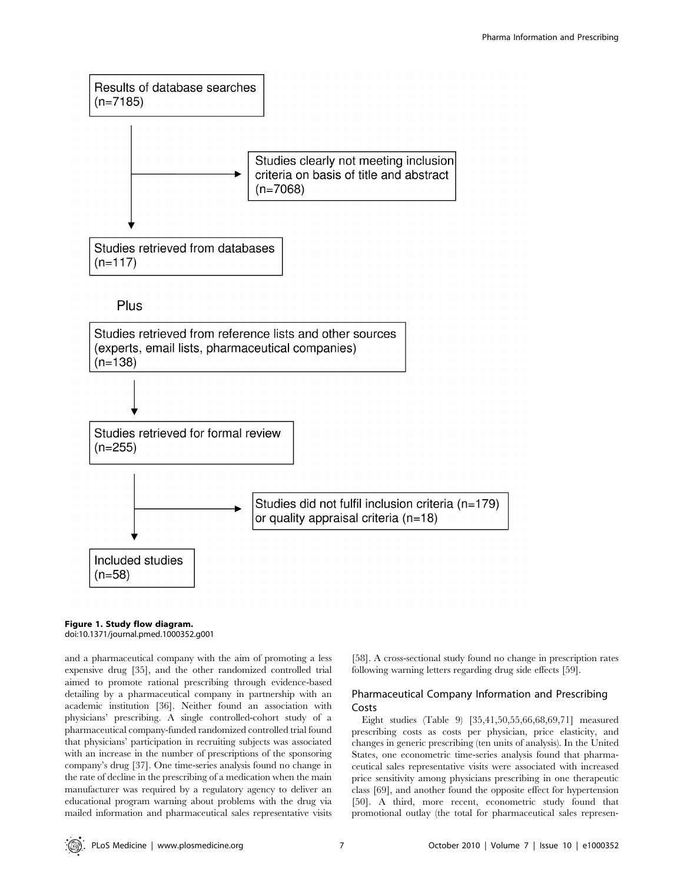Results of database searches
(n=7185)

Studies clearly not meeting inclusion criteria on basis of title and abstract
(n=7068)

Studies retrieved from databases
(n=117)

Plus

Studies retrieved from reference lists and other sources (experts, email lists, pharmaceutical companies)
(n=138)

Studies retrieved for formal review
(n=255)

Studies did not fulfil inclusion criteria (n=179) or quality appraisal criteria (n=18)

Included studies
(n=58)

**Figure 1. Study flow diagram.**
doi:10.1371/journal.pmed.1000352.g001

and a pharmaceutical company with the aim of promoting a less expensive drug [35], and the other randomized controlled trial aimed to promote rational prescribing through evidence-based detailing by a pharmaceutical company in partnership with an academic institution [36]. Neither found an association with physicians' prescribing. A single controlled-cohort study of a pharmaceutical company-funded randomized controlled trial found that physicians' participation in recruiting subjects was associated with an increase in the number of prescriptions of the sponsoring company's drug [37]. One time-series analysis found no change in the rate of decline in the prescribing of a medication when the main manufacturer was required by a regulatory agency to deliver an educational program warning about problems with the drug via mailed information and pharmaceutical sales representative visits [58]. A cross-sectional study found no change in prescription rates following warning letters regarding drug side effects [59].

## Pharmaceutical Company Information and Prescribing Costs

Eight studies (Table 9) [35,41,50,55,66,68,69,71] measured prescribing costs as costs per physician, price elasticity, and changes in generic prescribing (ten units of analysis). In the United States, one econometric time-series analysis found that pharmaceutical sales representative visits were associated with increased price sensitivity among physicians prescribing in one therapeutic class [69], and another found the opposite effect for hypertension [50]. A third, more recent, econometric study found that promotional outlay (the total for pharmaceutical sales represen-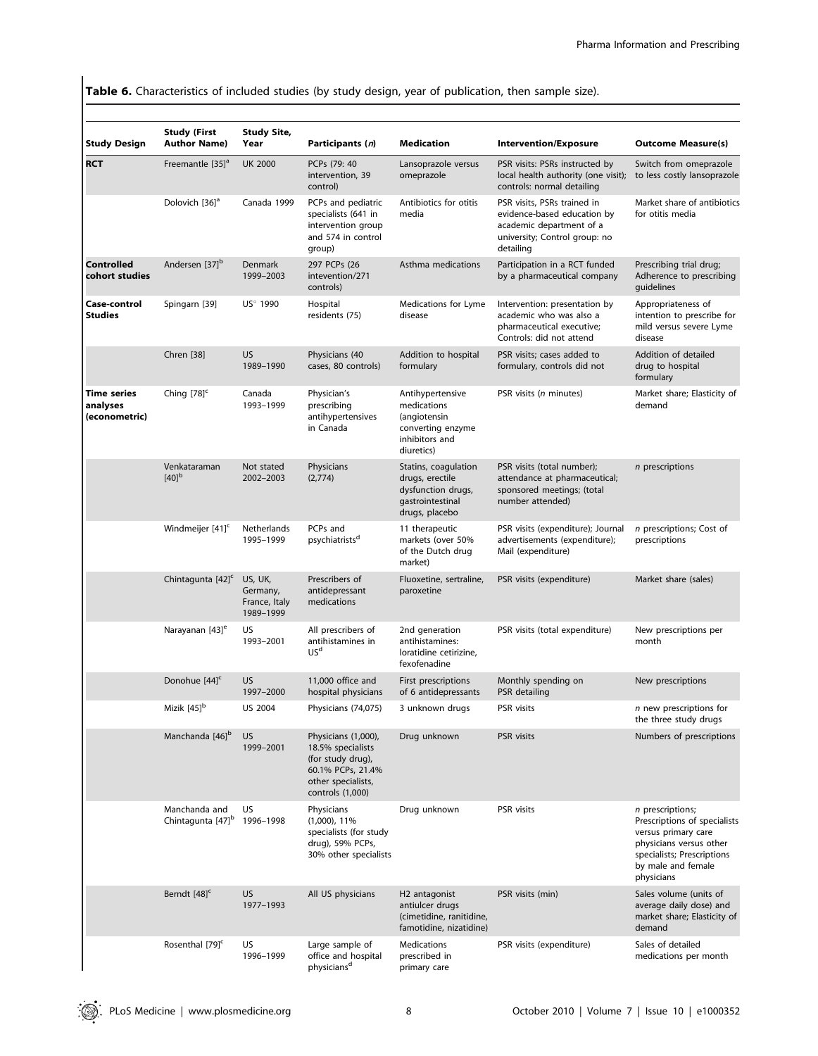**Table 6.** Characteristics of included studies (by study design, year of publication, then sample size).

| Study Design | Study (First Author Name) | Study Site, Year | Participants (*n*) | Medication | Intervention/Exposure | Outcome Measure(s) |
|---|---|---|---|---|---|---|
| **RCT** | Freemantle [35][a] | UK 2000 | PCPs (79: 40 intervention, 39 control) | Lansoprazole versus omeprazole | PSR visits: PSRs instructed by local health authority (one visit); controls: normal detailing | Switch from omeprazole to less costly lansoprazole |
| | Dolovich [36][a] | Canada 1999 | PCPs and pediatric specialists (641 in intervention group and 574 in control group) | Antibiotics for otitis media | PSR visits, PSRs trained in evidence-based education by academic department of a university; Control group: no detailing | Market share of antibiotics for otitis media |
| **Controlled cohort studies** | Andersen [37][b] | Denmark 1999–2003 | 297 PCPs (26 intevention/271 controls) | Asthma medications | Participation in a RCT funded by a pharmaceutical company | Prescribing trial drug; Adherence to prescribing guidelines |
| **Case-control Studies** | Spingarn [39] | US' 1990 | Hospital residents (75) | Medications for Lyme disease | Intervention: presentation by academic who was also a pharmaceutical executive; Controls: did not attend | Appropriateness of intention to prescribe for mild versus severe Lyme disease |
| | Chren [38] | US 1989–1990 | Physicians (40 cases, 80 controls) | Addition to hospital formulary | PSR visits; cases added to formulary, controls did not | Addition of detailed drug to hospital formulary |
| **Time series analyses (econometric)** | Ching [78][c] | Canada 1993–1999 | Physician's prescribing antihypertensives in Canada | Antihypertensive medications (angiotensin converting enzyme inhibitors and diuretics) | PSR visits (*n* minutes) | Market share; Elasticity of demand |
| | Venkataraman [40][b] | Not stated 2002–2003 | Physicians (2,774) | Statins, coagulation drugs, erectile dysfunction drugs, gastrointestinal drugs, placebo | PSR visits (total number); attendance at pharmaceutical; sponsored meetings; (total number attended) | *n* prescriptions |
| | Windmeijer [41][c] | Netherlands 1995–1999 | PCPs and psychiatrists[d] | 11 therapeutic markets (over 50% of the Dutch drug market) | PSR visits (expenditure); Journal advertisements (expenditure); Mail (expenditure) | *n* prescriptions; Cost of prescriptions |
| | Chintagunta [42][c] | US, UK, Germany, France, Italy 1989–1999 | Prescribers of antidepressant medications | Fluoxetine, sertraline, paroxetine | PSR visits (expenditure) | Market share (sales) |
| | Narayanan [43][e] | US 1993–2001 | All prescribers of antihistamines in US[d] | 2nd generation antihistamines: loratidine cetirizine, fexofenadine | PSR visits (total expenditure) | New prescriptions per month |
| | Donohue [44][c] | US 1997–2000 | 11,000 office and hospital physicians | First prescriptions of 6 antidepressants | Monthly spending on PSR detailing | New prescriptions |
| | Mizik [45][b] | US 2004 | Physicians (74,075) | 3 unknown drugs | PSR visits | *n* new prescriptions for the three study drugs |
| | Manchanda [46][b] | US 1999–2001 | Physicians (1,000), 18.5% specialists (for study drug), 60.1% PCPs, 21.4% other specialists, controls (1,000) | Drug unknown | PSR visits | Numbers of prescriptions |
| | Manchanda and Chintagunta [47][b] | US 1996–1998 | Physicians (1,000), 11% specialists (for study drug), 59% PCPs, 30% other specialists | Drug unknown | PSR visits | *n* prescriptions; Prescriptions of specialists versus primary care physicians versus other specialists; Prescriptions by male and female physicians |
| | Berndt [48][c] | US 1977–1993 | All US physicians | H2 antagonist antiulcer drugs (cimetidine, ranitidine, famotidine, nizatidine) | PSR visits (min) | Sales volume (units of average daily dose) and market share; Elasticity of demand |
| | Rosenthal [79][c] | US 1996–1999 | Large sample of office and hospital physicians[d] | Medications prescribed in primary care | PSR visits (expenditure) | Sales of detailed medications per month |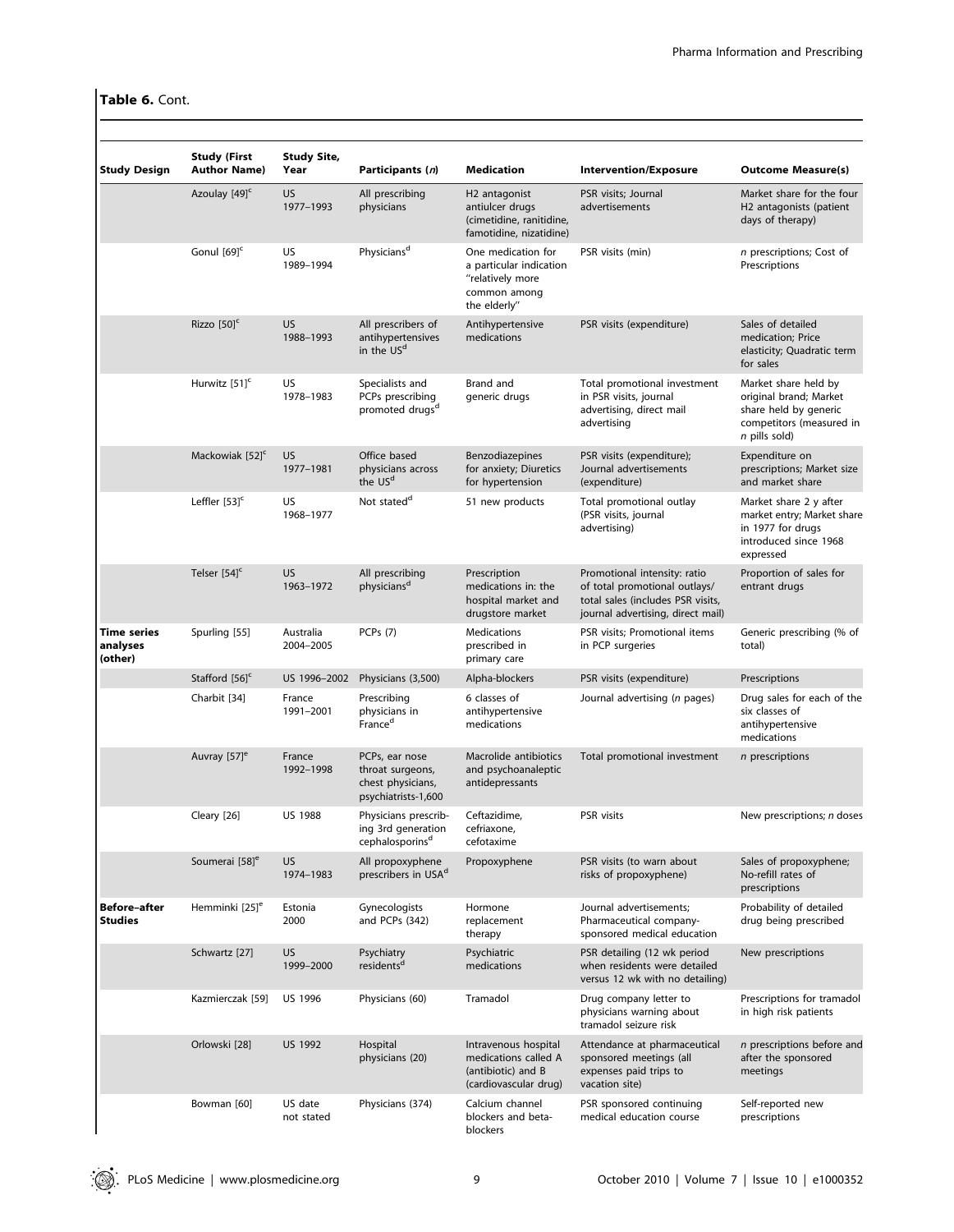**Table 6.** Cont.

| Study Design | Study (First Author Name) | Study Site, Year | Participants (*n*) | Medication | Intervention/Exposure | Outcome Measure(s) |
|---|---|---|---|---|---|---|
| | Azoulay [49][c] | US 1977–1993 | All prescribing physicians | H2 antagonist antiulcer drugs (cimetidine, ranitidine, famotidine, nizatidine) | PSR visits; Journal advertisements | Market share for the four H2 antagonists (patient days of therapy) |
| | Gonul [69][c] | US 1989–1994 | Physicians[d] | One medication for a particular indication "relatively more common among the elderly" | PSR visits (min) | *n* prescriptions; Cost of Prescriptions |
| | Rizzo [50][c] | US 1988–1993 | All prescribers of antihypertensives in the US[d] | Antihypertensive medications | PSR visits (expenditure) | Sales of detailed medication; Price elasticity; Quadratic term for sales |
| | Hurwitz [51][c] | US 1978–1983 | Specialists and PCPs prescribing promoted drugs[d] | Brand and generic drugs | Total promotional investment in PSR visits, journal advertising, direct mail advertising | Market share held by original brand; Market share held by generic competitors (measured in *n* pills sold) |
| | Mackowiak [52][c] | US 1977–1981 | Office based physicians across the US[d] | Benzodiazepines for anxiety; Diuretics for hypertension | PSR visits (expenditure); Journal advertisements (expenditure) | Expenditure on prescriptions; Market size and market share |
| | Leffler [53][c] | US 1968–1977 | Not stated[d] | 51 new products | Total promotional outlay (PSR visits, journal advertising) | Market share 2 y after market entry; Market share in 1977 for drugs introduced since 1968 expressed |
| | Telser [54][c] | US 1963–1972 | All prescribing physicians[d] | Prescription medications in: the hospital market and drugstore market | Promotional intensity: ratio of total promotional outlays/ total sales (includes PSR visits, journal advertising, direct mail) | Proportion of sales for entrant drugs |
| **Time series analyses (other)** | Spurling [55] | Australia 2004–2005 | PCPs (7) | Medications prescribed in primary care | PSR visits; Promotional items in PCP surgeries | Generic prescribing (% of total) |
| | Stafford [56][c] | US 1996–2002 | Physicians (3,500) | Alpha-blockers | PSR visits (expenditure) | Prescriptions |
| | Charbit [34] | France 1991–2001 | Prescribing physicians in France[d] | 6 classes of antihypertensive medications | Journal advertising (*n* pages) | Drug sales for each of the six classes of antihypertensive medications |
| | Auvray [57][e] | France 1992–1998 | PCPs, ear nose throat surgeons, chest physicians, psychiatrists-1,600 | Macrolide antibiotics and psychoanaleptic antidepressants | Total promotional investment | *n* prescriptions |
| | Cleary [26] | US 1988 | Physicians prescribing 3rd generation cephalosporins[d] | Ceftazidime, cefriaxone, cefotaxime | PSR visits | New prescriptions; *n* doses |
| | Soumerai [58][e] | US 1974–1983 | All propoxyphene prescribers in USA[d] | Propoxyphene | PSR visits (to warn about risks of propoxyphene) | Sales of propoxyphene; No-refill rates of prescriptions |
| **Before–after Studies** | Hemminki [25][e] | Estonia 2000 | Gynecologists and PCPs (342) | Hormone replacement therapy | Journal advertisements; Pharmaceutical company-sponsored medical education | Probability of detailed drug being prescribed |
| | Schwartz [27] | US 1999–2000 | Psychiatry residents[d] | Psychiatric medications | PSR detailing (12 wk period when residents were detailed versus 12 wk with no detailing) | New prescriptions |
| | Kazmierczak [59] | US 1996 | Physicians (60) | Tramadol | Drug company letter to physicians warning about tramadol seizure risk | Prescriptions for tramadol in high risk patients |
| | Orlowski [28] | US 1992 | Hospital physicians (20) | Intravenous hospital medications called A (antibiotic) and B (cardiovascular drug) | Attendance at pharmaceutical sponsored meetings (all expenses paid trips to vacation site) | *n* prescriptions before and after the sponsored meetings |
| | Bowman [60] | US date not stated | Physicians (374) | Calcium channel blockers and beta-blockers | PSR sponsored continuing medical education course | Self-reported new prescriptions |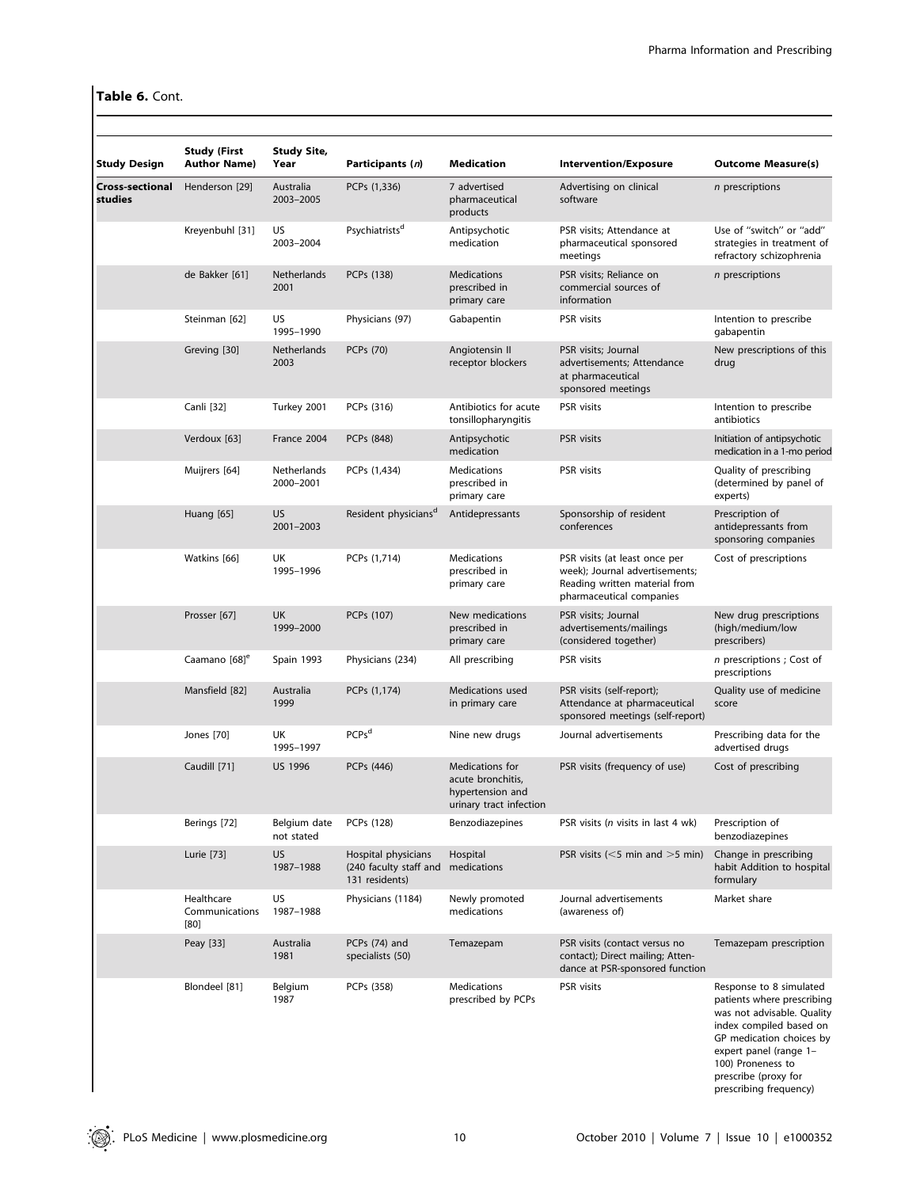**Table 6.** Cont.

| Study Design | Study (First Author Name) | Study Site, Year | Participants (*n*) | Medication | Intervention/Exposure | Outcome Measure(s) |
|---|---|---|---|---|---|---|
| **Cross-sectional studies** | Henderson [29] | Australia 2003–2005 | PCPs (1,336) | 7 advertised pharmaceutical products | Advertising on clinical software | *n* prescriptions |
| | Kreyenbuhl [31] | US 2003–2004 | Psychiatrists[d] | Antipsychotic medication | PSR visits; Attendance at pharmaceutical sponsored meetings | Use of "switch" or "add" strategies in treatment of refractory schizophrenia |
| | de Bakker [61] | Netherlands 2001 | PCPs (138) | Medications prescribed in primary care | PSR visits; Reliance on commercial sources of information | *n* prescriptions |
| | Steinman [62] | US 1995–1990 | Physicians (97) | Gabapentin | PSR visits | Intention to prescribe gabapentin |
| | Greving [30] | Netherlands 2003 | PCPs (70) | Angiotensin II receptor blockers | PSR visits; Journal advertisements; Attendance at pharmaceutical sponsored meetings | New prescriptions of this drug |
| | Canli [32] | Turkey 2001 | PCPs (316) | Antibiotics for acute tonsillopharyngitis | PSR visits | Intention to prescribe antibiotics |
| | Verdoux [63] | France 2004 | PCPs (848) | Antipsychotic medication | PSR visits | Initiation of antipsychotic medication in a 1-mo period |
| | Muijrers [64] | Netherlands 2000–2001 | PCPs (1,434) | Medications prescribed in primary care | PSR visits | Quality of prescribing (determined by panel of experts) |
| | Huang [65] | US 2001–2003 | Resident physicians[d] | Antidepressants | Sponsorship of resident conferences | Prescription of antidepressants from sponsoring companies |
| | Watkins [66] | UK 1995–1996 | PCPs (1,714) | Medications prescribed in primary care | PSR visits (at least once per week); Journal advertisements; Reading written material from pharmaceutical companies | Cost of prescriptions |
| | Prosser [67] | UK 1999–2000 | PCPs (107) | New medications prescribed in primary care | PSR visits; Journal advertisements/mailings (considered together) | New drug prescriptions (high/medium/low prescribers) |
| | Caamano [68][e] | Spain 1993 | Physicians (234) | All prescribing | PSR visits | *n* prescriptions ; Cost of prescriptions |
| | Mansfield [82] | Australia 1999 | PCPs (1,174) | Medications used in primary care | PSR visits (self-report); Attendance at pharmaceutical sponsored meetings (self-report) | Quality use of medicine score |
| | Jones [70] | UK 1995–1997 | PCPs[d] | Nine new drugs | Journal advertisements | Prescribing data for the advertised drugs |
| | Caudill [71] | US 1996 | PCPs (446) | Medications for acute bronchitis, hypertension and urinary tract infection | PSR visits (frequency of use) | Cost of prescribing |
| | Berings [72] | Belgium date not stated | PCPs (128) | Benzodiazepines | PSR visits (*n* visits in last 4 wk) | Prescription of benzodiazepines |
| | Lurie [73] | US 1987–1988 | Hospital physicians (240 faculty staff and 131 residents) | Hospital medications | PSR visits (<5 min and >5 min) | Change in prescribing habit Addition to hospital formulary |
| | Healthcare Communications [80] | US 1987–1988 | Physicians (1184) | Newly promoted medications | Journal advertisements (awareness of) | Market share |
| | Peay [33] | Australia 1981 | PCPs (74) and specialists (50) | Temazepam | PSR visits (contact versus no contact); Direct mailing; Attendance at PSR-sponsored function | Temazepam prescription |
| | Blondeel [81] | Belgium 1987 | PCPs (358) | Medications prescribed by PCPs | PSR visits | Response to 8 simulated patients where prescribing was not advisable. Quality index compiled based on GP medication choices by expert panel (range 1–100) Proneness to prescribe (proxy for prescribing frequency) |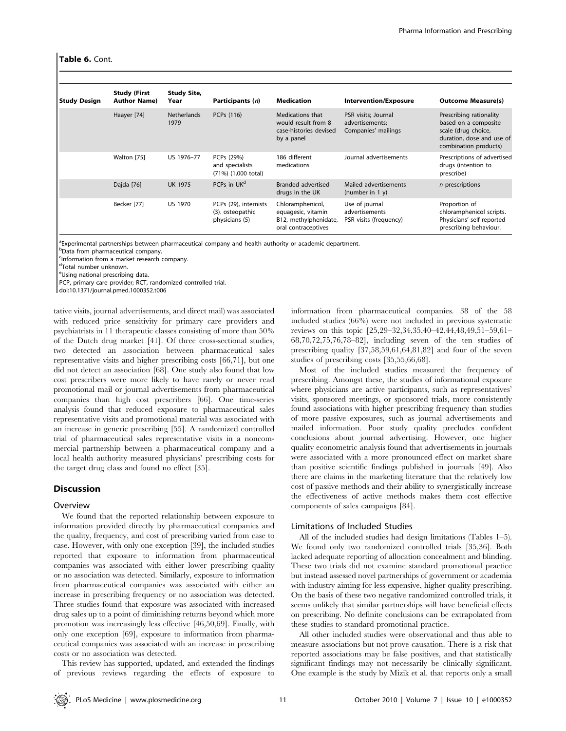**Table 6.** Cont.

| Study Design | Study (First Author Name) | Study Site, Year | Participants (*n*) | Medication | Intervention/Exposure | Outcome Measure(s) |
|---|---|---|---|---|---|---|
| | Haayer [74] | Netherlands 1979 | PCPs (116) | Medications that would result from 8 case-histories devised by a panel | PSR visits; Journal advertisements; Companies' mailings | Prescribing rationality based on a composite scale (drug choice, duration, dose and use of combination products) |
| | Walton [75] | US 1976–77 | PCPs (29%) and specialists (71%) (1,000 total) | 186 different medications | Journal advertisements | Prescriptions of advertised drugs (intention to prescribe) |
| | Dajda [76] | UK 1975 | PCPs in UK[d] | Branded advertised drugs in the UK | Mailed advertisements (number in 1 y) | *n* prescriptions |
| | Becker [77] | US 1970 | PCPs (29), internists (3). osteopathic physicians (5) | Chloramphenicol, equagesic, vitamin B12, methylphenidate, oral contraceptives | Use of journal advertisements PSR visits (frequency) | Proportion of chloramphenicol scripts. Physicians' self-reported prescribing behaviour. |

[a]Experimental partnerships between pharmaceutical company and health authority or academic department.
[b]Data from pharmaceutical company.
[c]Information from a market research company.
[d]Total number unknown.
[e]Using national prescribing data.
PCP, primary care provider; RCT, randomized controlled trial.
doi:10.1371/journal.pmed.1000352.t006

tative visits, journal advertisements, and direct mail) was associated with reduced price sensitivity for primary care providers and psychiatrists in 11 therapeutic classes consisting of more than 50% of the Dutch drug market [41]. Of three cross-sectional studies, two detected an association between pharmaceutical sales representative visits and higher prescribing costs [66,71], but one did not detect an association [68]. One study also found that low cost prescribers were more likely to have rarely or never read promotional mail or journal advertisements from pharmaceutical companies than high cost prescribers [66]. One time-series analysis found that reduced exposure to pharmaceutical sales representative visits and promotional material was associated with an increase in generic prescribing [55]. A randomized controlled trial of pharmaceutical sales representative visits in a noncommercial partnership between a pharmaceutical company and a local health authority measured physicians' prescribing costs for the target drug class and found no effect [35].

## Discussion

### Overview

We found that the reported relationship between exposure to information provided directly by pharmaceutical companies and the quality, frequency, and cost of prescribing varied from case to case. However, with only one exception [39], the included studies reported that exposure to information from pharmaceutical companies was associated with either lower prescribing quality or no association was detected. Similarly, exposure to information from pharmaceutical companies was associated with either an increase in prescribing frequency or no association was detected. Three studies found that exposure was associated with increased drug sales up to a point of diminishing returns beyond which more promotion was increasingly less effective [46,50,69]. Finally, with only one exception [69], exposure to information from pharmaceutical companies was associated with an increase in prescribing costs or no association was detected.

This review has supported, updated, and extended the findings of previous reviews regarding the effects of exposure to information from pharmaceutical companies. 38 of the 58 included studies (66%) were not included in previous systematic reviews on this topic [25,29–32,34,35,40–42,44,48,49,51–59,61–68,70,72,75,76,78–82], including seven of the ten studies of prescribing quality [37,58,59,61,64,81,82] and four of the seven studies of prescribing costs [35,55,66,68].

Most of the included studies measured the frequency of prescribing. Amongst these, the studies of informational exposure where physicians are active participants, such as representatives' visits, sponsored meetings, or sponsored trials, more consistently found associations with higher prescribing frequency than studies of more passive exposures, such as journal advertisements and mailed information. Poor study quality precludes confident conclusions about journal advertising. However, one higher quality econometric analysis found that advertisements in journals were associated with a more pronounced effect on market share than positive scientific findings published in journals [49]. Also there are claims in the marketing literature that the relatively low cost of passive methods and their ability to synergistically increase the effectiveness of active methods makes them cost effective components of sales campaigns [84].

### Limitations of Included Studies

All of the included studies had design limitations (Tables 1–5). We found only two randomized controlled trials [35,36]. Both lacked adequate reporting of allocation concealment and blinding. These two trials did not examine standard promotional practice but instead assessed novel partnerships of government or academia with industry aiming for less expensive, higher quality prescribing. On the basis of these two negative randomized controlled trials, it seems unlikely that similar partnerships will have beneficial effects on prescribing. No definite conclusions can be extrapolated from these studies to standard promotional practice.

All other included studies were observational and thus able to measure associations but not prove causation. There is a risk that reported associations may be false positives, and that statistically significant findings may not necessarily be clinically significant. One example is the study by Mizik et al. that reports only a small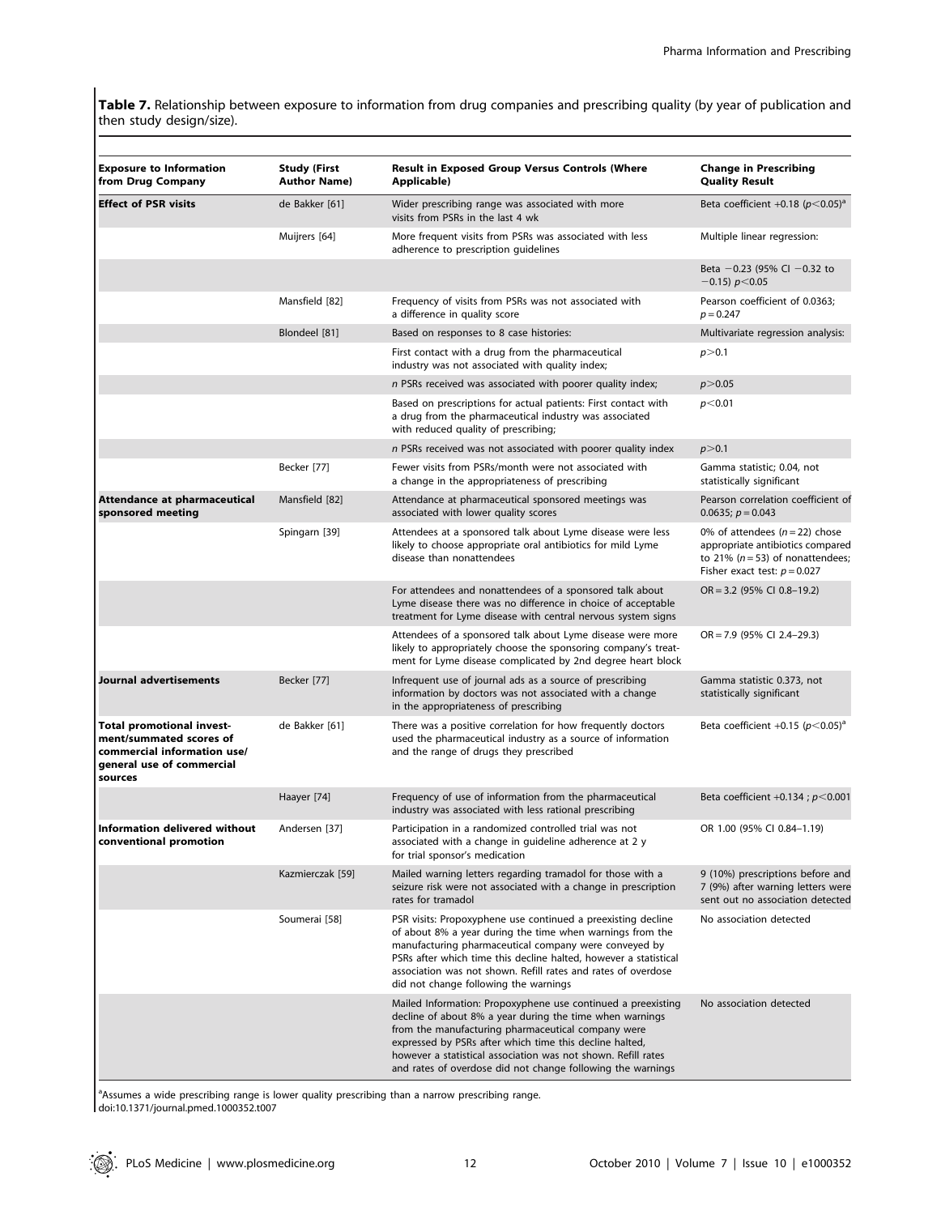**Table 7.** Relationship between exposure to information from drug companies and prescribing quality (by year of publication and then study design/size).

| Exposure to Information from Drug Company | Study (First Author Name) | Result in Exposed Group Versus Controls (Where Applicable) | Change in Prescribing Quality Result |
|---|---|---|---|
| **Effect of PSR visits** | de Bakker [61] | Wider prescribing range was associated with more visits from PSRs in the last 4 wk | Beta coefficient +0.18 ($p<0.05$)[a] |
| | Muijrers [64] | More frequent visits from PSRs was associated with less adherence to prescription guidelines | Multiple linear regression: |
| | | | Beta −0.23 (95% CI −0.32 to −0.15) $p<0.05$ |
| | Mansfield [82] | Frequency of visits from PSRs was not associated with a difference in quality score | Pearson coefficient of 0.0363; $p=0.247$ |
| | Blondeel [81] | Based on responses to 8 case histories: | Multivariate regression analysis: |
| | | First contact with a drug from the pharmaceutical industry was not associated with quality index; | $p>0.1$ |
| | | *n* PSRs received was associated with poorer quality index; | $p>0.05$ |
| | | Based on prescriptions for actual patients: First contact with a drug from the pharmaceutical industry was associated with reduced quality of prescribing; | $p<0.01$ |
| | | *n* PSRs received was not associated with poorer quality index | $p>0.1$ |
| | Becker [77] | Fewer visits from PSRs/month were not associated with a change in the appropriateness of prescribing | Gamma statistic; 0.04, not statistically significant |
| **Attendance at pharmaceutical sponsored meeting** | Mansfield [82] | Attendance at pharmaceutical sponsored meetings was associated with lower quality scores | Pearson correlation coefficient of 0.0635; $p=0.043$ |
| | Spingarn [39] | Attendees at a sponsored talk about Lyme disease were less likely to choose appropriate oral antibiotics for mild Lyme disease than nonattendees | 0% of attendees ($n=22$) chose appropriate antibiotics compared to 21% ($n=53$) of nonattendees; Fisher exact test: $p=0.027$ |
| | | For attendees and nonattendees of a sponsored talk about Lyme disease there was no difference in choice of acceptable treatment for Lyme disease with central nervous system signs | OR = 3.2 (95% CI 0.8–19.2) |
| | | Attendees of a sponsored talk about Lyme disease were more likely to appropriately choose the sponsoring company's treatment for Lyme disease complicated by 2nd degree heart block | OR = 7.9 (95% CI 2.4–29.3) |
| **Journal advertisements** | Becker [77] | Infrequent use of journal ads as a source of prescribing information by doctors was not associated with a change in the appropriateness of prescribing | Gamma statistic 0.373, not statistically significant |
| **Total promotional investment/summated scores of commercial information use/ general use of commercial sources** | de Bakker [61] | There was a positive correlation for how frequently doctors used the pharmaceutical industry as a source of information and the range of drugs they prescribed | Beta coefficient +0.15 ($p<0.05$)[a] |
| | Haayer [74] | Frequency of use of information from the pharmaceutical industry was associated with less rational prescribing | Beta coefficient +0.134 ; $p<0.001$ |
| **Information delivered without conventional promotion** | Andersen [37] | Participation in a randomized controlled trial was not associated with a change in guideline adherence at 2 y for trial sponsor's medication | OR 1.00 (95% CI 0.84–1.19) |
| | Kazmierczak [59] | Mailed warning letters regarding tramadol for those with a seizure risk were not associated with a change in prescription rates for tramadol | 9 (10%) prescriptions before and 7 (9%) after warning letters were sent out no association detected |
| | Soumerai [58] | PSR visits: Propoxyphene use continued a preexisting decline of about 8% a year during the time when warnings from the manufacturing pharmaceutical company were conveyed by PSRs after which time this decline halted, however a statistical association was not shown. Refill rates and rates of overdose did not change following the warnings | No association detected |
| | | Mailed Information: Propoxyphene use continued a preexisting decline of about 8% a year during the time when warnings from the manufacturing pharmaceutical company were expressed by PSRs after which time this decline halted, however a statistical association was not shown. Refill rates and rates of overdose did not change following the warnings | No association detected |

[a]Assumes a wide prescribing range is lower quality prescribing than a narrow prescribing range.
doi:10.1371/journal.pmed.1000352.t007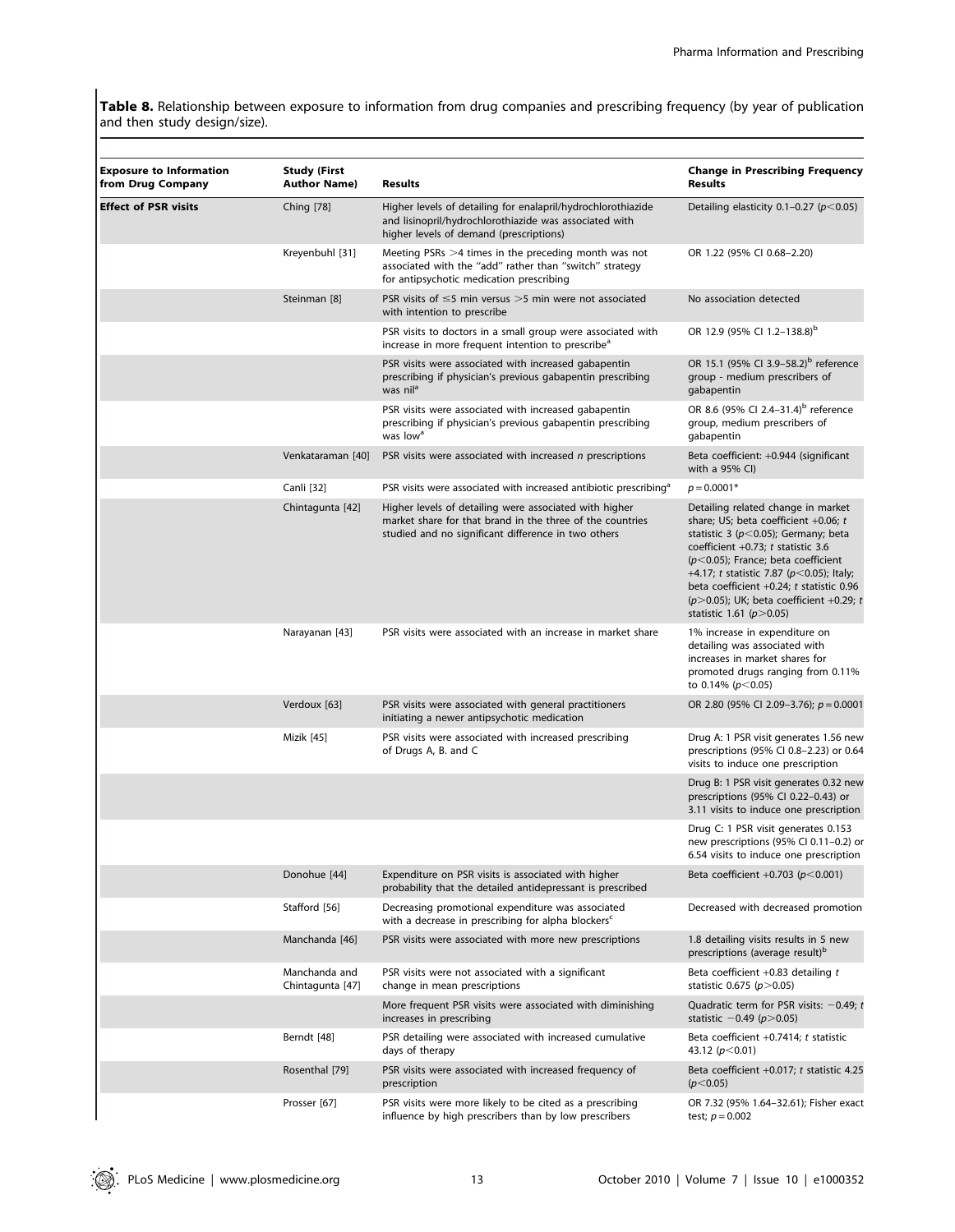**Table 8.** Relationship between exposure to information from drug companies and prescribing frequency (by year of publication and then study design/size).

| Exposure to Information from Drug Company | Study (First Author Name) | Results | Change in Prescribing Frequency Results |
|---|---|---|---|
| **Effect of PSR visits** | Ching [78] | Higher levels of detailing for enalapril/hydrochlorothiazide and lisinopril/hydrochlorothiazide was associated with higher levels of demand (prescriptions) | Detailing elasticity 0.1–0.27 ($p<0.05$) |
| | Kreyenbuhl [31] | Meeting PSRs >4 times in the preceding month was not associated with the "add" rather than "switch" strategy for antipsychotic medication prescribing | OR 1.22 (95% CI 0.68–2.20) |
| | Steinman [8] | PSR visits of ≤5 min versus >5 min were not associated with intention to prescribe | No association detected |
| | | PSR visits to doctors in a small group were associated with increase in more frequent intention to prescribe[a] | OR 12.9 (95% CI 1.2–138.8)[b] |
| | | PSR visits were associated with increased gabapentin prescribing if physician's previous gabapentin prescribing was nil[a] | OR 15.1 (95% CI 3.9–58.2)[b] reference group - medium prescribers of gabapentin |
| | | PSR visits were associated with increased gabapentin prescribing if physician's previous gabapentin prescribing was low[a] | OR 8.6 (95% CI 2.4–31.4)[b] reference group, medium prescribers of gabapentin |
| | Venkataraman [40] | PSR visits were associated with increased *n* prescriptions | Beta coefficient: +0.944 (significant with a 95% CI) |
| | Canli [32] | PSR visits were associated with increased antibiotic prescribing[a] | $p=0.0001$* |
| | Chintagunta [42] | Higher levels of detailing were associated with higher market share for that brand in the three of the countries studied and no significant difference in two others | Detailing related change in market share; US; beta coefficient +0.06; *t* statistic 3 ($p<0.05$); Germany; beta coefficient +0.73; *t* statistic 3.6 ($p<0.05$); France; beta coefficient +4.17; *t* statistic 7.87 ($p<0.05$); Italy; beta coefficient +0.24; *t* statistic 0.96 ($p>0.05$); UK; beta coefficient +0.29; *t* statistic 1.61 ($p>0.05$) |
| | Narayanan [43] | PSR visits were associated with an increase in market share | 1% increase in expenditure on detailing was associated with increases in market shares for promoted drugs ranging from 0.11% to 0.14% ($p<0.05$) |
| | Verdoux [63] | PSR visits were associated with general practitioners initiating a newer antipsychotic medication | OR 2.80 (95% CI 2.09–3.76); $p=0.0001$ |
| | Mizik [45] | PSR visits were associated with increased prescribing of Drugs A, B. and C | Drug A: 1 PSR visit generates 1.56 new prescriptions (95% CI 0.8–2.23) or 0.64 visits to induce one prescription |
| | | | Drug B: 1 PSR visit generates 0.32 new prescriptions (95% CI 0.22–0.43) or 3.11 visits to induce one prescription |
| | | | Drug C: 1 PSR visit generates 0.153 new prescriptions (95% CI 0.11–0.2) or 6.54 visits to induce one prescription |
| | Donohue [44] | Expenditure on PSR visits is associated with higher probability that the detailed antidepressant is prescribed | Beta coefficient +0.703 ($p<0.001$) |
| | Stafford [56] | Decreasing promotional expenditure was associated with a decrease in prescribing for alpha blockers[c] | Decreased with decreased promotion |
| | Manchanda [46] | PSR visits were associated with more new prescriptions | 1.8 detailing visits results in 5 new prescriptions (average result)[b] |
| | Manchanda and Chintagunta [47] | PSR visits were not associated with a significant change in mean prescriptions | Beta coefficient +0.83 detailing *t* statistic 0.675 ($p>0.05$) |
| | | More frequent PSR visits were associated with diminishing increases in prescribing | Quadratic term for PSR visits: −0.49; *t* statistic −0.49 ($p>0.05$) |
| | Berndt [48] | PSR detailing were associated with increased cumulative days of therapy | Beta coefficient +0.7414; *t* statistic 43.12 ($p<0.01$) |
| | Rosenthal [79] | PSR visits were associated with increased frequency of prescription | Beta coefficient +0.017; *t* statistic 4.25 ($p<0.05$) |
| | Prosser [67] | PSR visits were more likely to be cited as a prescribing influence by high prescribers than by low prescribers | OR 7.32 (95% 1.64–32.61); Fisher exact test; $p=0.002$ |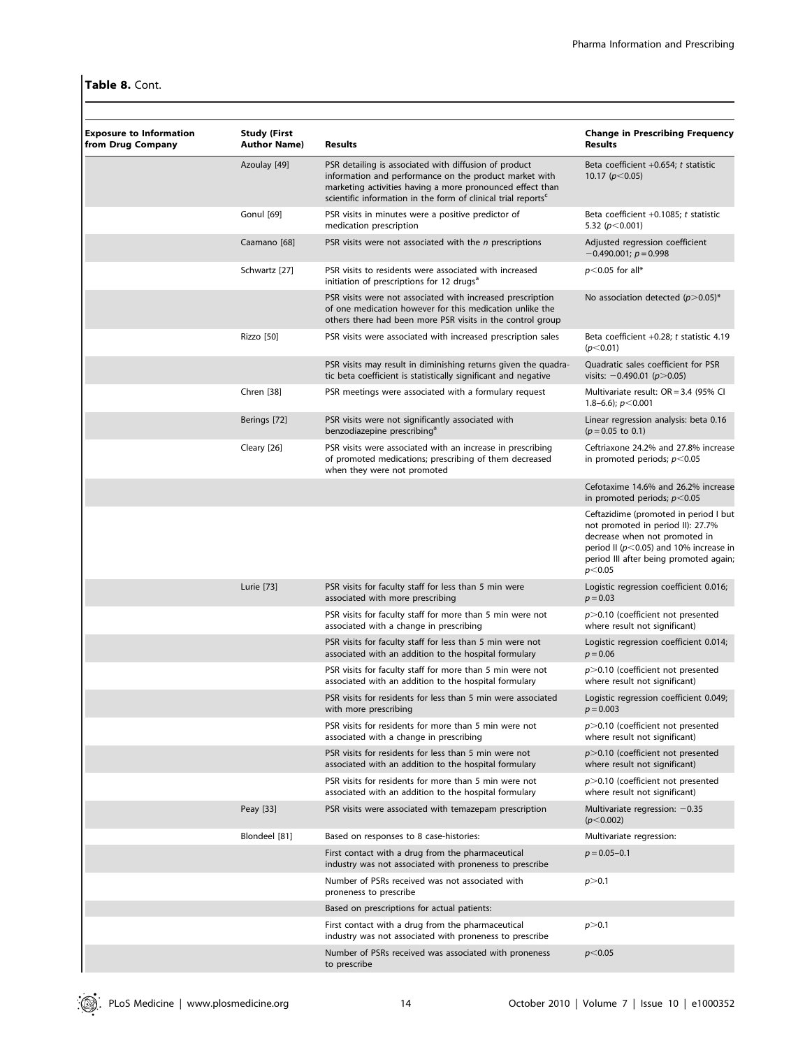**Table 8.** Cont.

| Exposure to Information from Drug Company | Study (First Author Name) | Results | Change in Prescribing Frequency Results |
|---|---|---|---|
| | Azoulay [49] | PSR detailing is associated with diffusion of product information and performance on the product market with marketing activities having a more pronounced effect than scientific information in the form of clinical trial reports[c] | Beta coefficient +0.654; *t* statistic 10.17 ($p<0.05$) |
| | Gonul [69] | PSR visits in minutes were a positive predictor of medication prescription | Beta coefficient +0.1085; *t* statistic 5.32 ($p<0.001$) |
| | Caamano [68] | PSR visits were not associated with the *n* prescriptions | Adjusted regression coefficient −0.490.001; $p=0.998$ |
| | Schwartz [27] | PSR visits to residents were associated with increased initiation of prescriptions for 12 drugs[a] | $p<0.05$ for all* |
| | | PSR visits were not associated with increased prescription of one medication however for this medication unlike the others there had been more PSR visits in the control group | No association detected ($p>0.05$)* |
| | Rizzo [50] | PSR visits were associated with increased prescription sales | Beta coefficient +0.28; *t* statistic 4.19 ($p<0.01$) |
| | | PSR visits may result in diminishing returns given the quadratic beta coefficient is statistically significant and negative | Quadratic sales coefficient for PSR visits: −0.490.01 ($p>0.05$) |
| | Chren [38] | PSR meetings were associated with a formulary request | Multivariate result: OR = 3.4 (95% CI 1.8–6.6); $p<0.001$ |
| | Berings [72] | PSR visits were not significantly associated with benzodiazepine prescribing[a] | Linear regression analysis: beta 0.16 ($p=0.05$ to 0.1) |
| | Cleary [26] | PSR visits were associated with an increase in prescribing of promoted medications; prescribing of them decreased when they were not promoted | Ceftriaxone 24.2% and 27.8% increase in promoted periods; $p<0.05$ |
| | | | Cefotaxime 14.6% and 26.2% increase in promoted periods; $p<0.05$ |
| | | | Ceftazidime (promoted in period I but not promoted in period II): 27.7% decrease when not promoted in period II ($p<0.05$) and 10% increase in period III after being promoted again; $p<0.05$ |
| | Lurie [73] | PSR visits for faculty staff for less than 5 min were associated with more prescribing | Logistic regression coefficient 0.016; $p=0.03$ |
| | | PSR visits for faculty staff for more than 5 min were not associated with a change in prescribing | $p>0.10$ (coefficient not presented where result not significant) |
| | | PSR visits for faculty staff for less than 5 min were not associated with an addition to the hospital formulary | Logistic regression coefficient 0.014; $p=0.06$ |
| | | PSR visits for faculty staff for more than 5 min were not associated with an addition to the hospital formulary | $p>0.10$ (coefficient not presented where result not significant) |
| | | PSR visits for residents for less than 5 min were associated with more prescribing | Logistic regression coefficient 0.049; $p=0.003$ |
| | | PSR visits for residents for more than 5 min were not associated with a change in prescribing | $p>0.10$ (coefficient not presented where result not significant) |
| | | PSR visits for residents for less than 5 min were not associated with an addition to the hospital formulary | $p>0.10$ (coefficient not presented where result not significant) |
| | | PSR visits for residents for more than 5 min were not associated with an addition to the hospital formulary | $p>0.10$ (coefficient not presented where result not significant) |
| | Peay [33] | PSR visits were associated with temazepam prescription | Multivariate regression: −0.35 ($p<0.002$) |
| | Blondeel [81] | Based on responses to 8 case-histories: | Multivariate regression: |
| | | First contact with a drug from the pharmaceutical industry was not associated with proneness to prescribe | $p=0.05$–0.1 |
| | | Number of PSRs received was not associated with proneness to prescribe | $p>0.1$ |
| | | Based on prescriptions for actual patients: | |
| | | First contact with a drug from the pharmaceutical industry was not associated with proneness to prescribe | $p>0.1$ |
| | | Number of PSRs received was associated with proneness to prescribe | $p<0.05$ |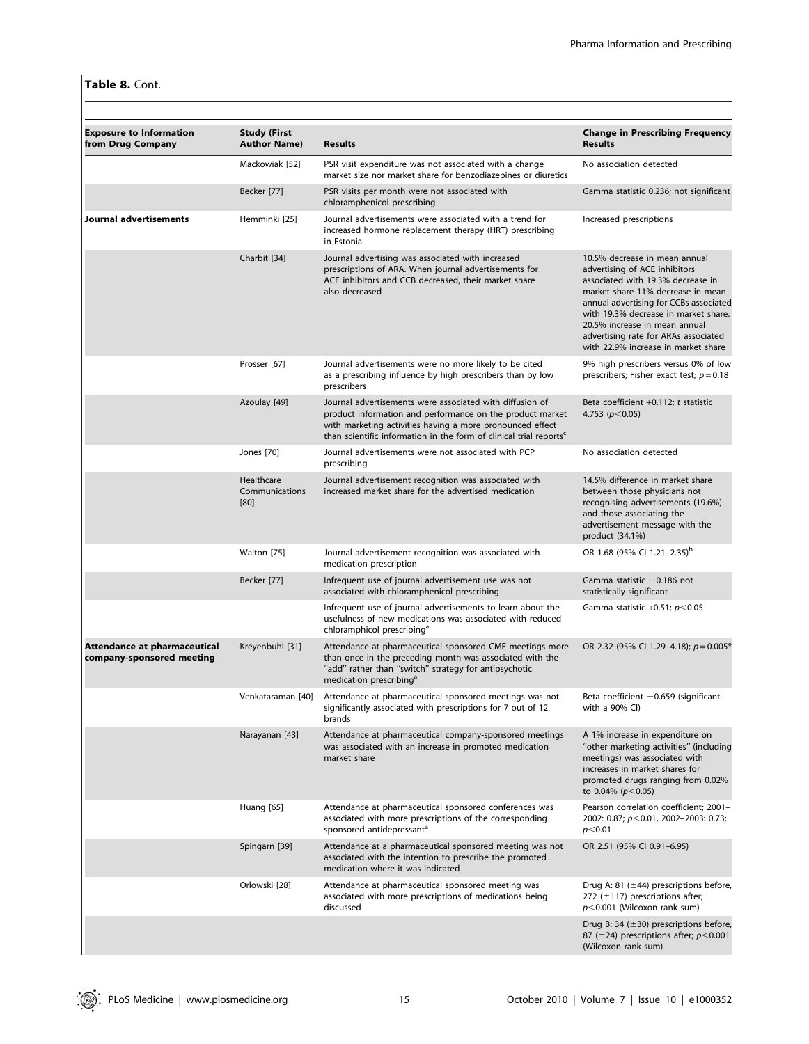**Table 8.** Cont.

| Exposure to Information from Drug Company | Study (First Author Name) | Results | Change in Prescribing Frequency Results |
|---|---|---|---|
| | Mackowiak [52] | PSR visit expenditure was not associated with a change market size nor market share for benzodiazepines or diuretics | No association detected |
| | Becker [77] | PSR visits per month were not associated with chloramphenicol prescribing | Gamma statistic 0.236; not significant |
| **Journal advertisements** | Hemminki [25] | Journal advertisements were associated with a trend for increased hormone replacement therapy (HRT) prescribing in Estonia | Increased prescriptions |
| | Charbit [34] | Journal advertising was associated with increased prescriptions of ARA. When journal advertisements for ACE inhibitors and CCB decreased, their market share also decreased | 10.5% decrease in mean annual advertising of ACE inhibitors associated with 19.3% decrease in market share 11% decrease in mean annual advertising for CCBs associated with 19.3% decrease in market share. 20.5% increase in mean annual advertising rate for ARAs associated with 22.9% increase in market share |
| | Prosser [67] | Journal advertisements were no more likely to be cited as a prescribing influence by high prescribers than by low prescribers | 9% high prescribers versus 0% of low prescribers; Fisher exact test; $p = 0.18$ |
| | Azoulay [49] | Journal advertisements were associated with diffusion of product information and performance on the product market with marketing activities having a more pronounced effect than scientific information in the form of clinical trial reports[c] | Beta coefficient +0.112; *t* statistic 4.753 ($p < 0.05$) |
| | Jones [70] | Journal advertisements were not associated with PCP prescribing | No association detected |
| | Healthcare Communications [80] | Journal advertisement recognition was associated with increased market share for the advertised medication | 14.5% difference in market share between those physicians not recognising advertisements (19.6%) and those associating the advertisement message with the product (34.1%) |
| | Walton [75] | Journal advertisement recognition was associated with medication prescription | OR 1.68 (95% CI 1.21–2.35)[b] |
| | Becker [77] | Infrequent use of journal advertisement use was not associated with chloramphenicol prescribing | Gamma statistic −0.186 not statistically significant |
| | | Infrequent use of journal advertisements to learn about the usefulness of new medications was associated with reduced chloramphicol prescribing[a] | Gamma statistic +0.51; $p < 0.05$ |
| **Attendance at pharmaceutical company-sponsored meeting** | Kreyenbuhl [31] | Attendance at pharmaceutical sponsored CME meetings more than once in the preceding month was associated with the "add" rather than "switch" strategy for antipsychotic medication prescribing[a] | OR 2.32 (95% CI 1.29–4.18); $p = 0.005$* |
| | Venkataraman [40] | Attendance at pharmaceutical sponsored meetings was not significantly associated with prescriptions for 7 out of 12 brands | Beta coefficient −0.659 (significant with a 90% CI) |
| | Narayanan [43] | Attendance at pharmaceutical company-sponsored meetings was associated with an increase in promoted medication market share | A 1% increase in expenditure on "other marketing activities" (including meetings) was associated with increases in market shares for promoted drugs ranging from 0.02% to 0.04% ($p < 0.05$) |
| | Huang [65] | Attendance at pharmaceutical sponsored conferences was associated with more prescriptions of the corresponding sponsored antidepressant[a] | Pearson correlation coefficient; 2001–2002: 0.87; $p < 0.01$, 2002–2003: 0.73; $p < 0.01$ |
| | Spingarn [39] | Attendance at a pharmaceutical sponsored meeting was not associated with the intention to prescribe the promoted medication where it was indicated | OR 2.51 (95% CI 0.91–6.95) |
| | Orlowski [28] | Attendance at pharmaceutical sponsored meeting was associated with more prescriptions of medications being discussed | Drug A: 81 (±44) prescriptions before, 272 (±117) prescriptions after; $p < 0.001$ (Wilcoxon rank sum) |
| | | | Drug B: 34 (±30) prescriptions before, 87 (±24) prescriptions after; $p < 0.001$ (Wilcoxon rank sum) |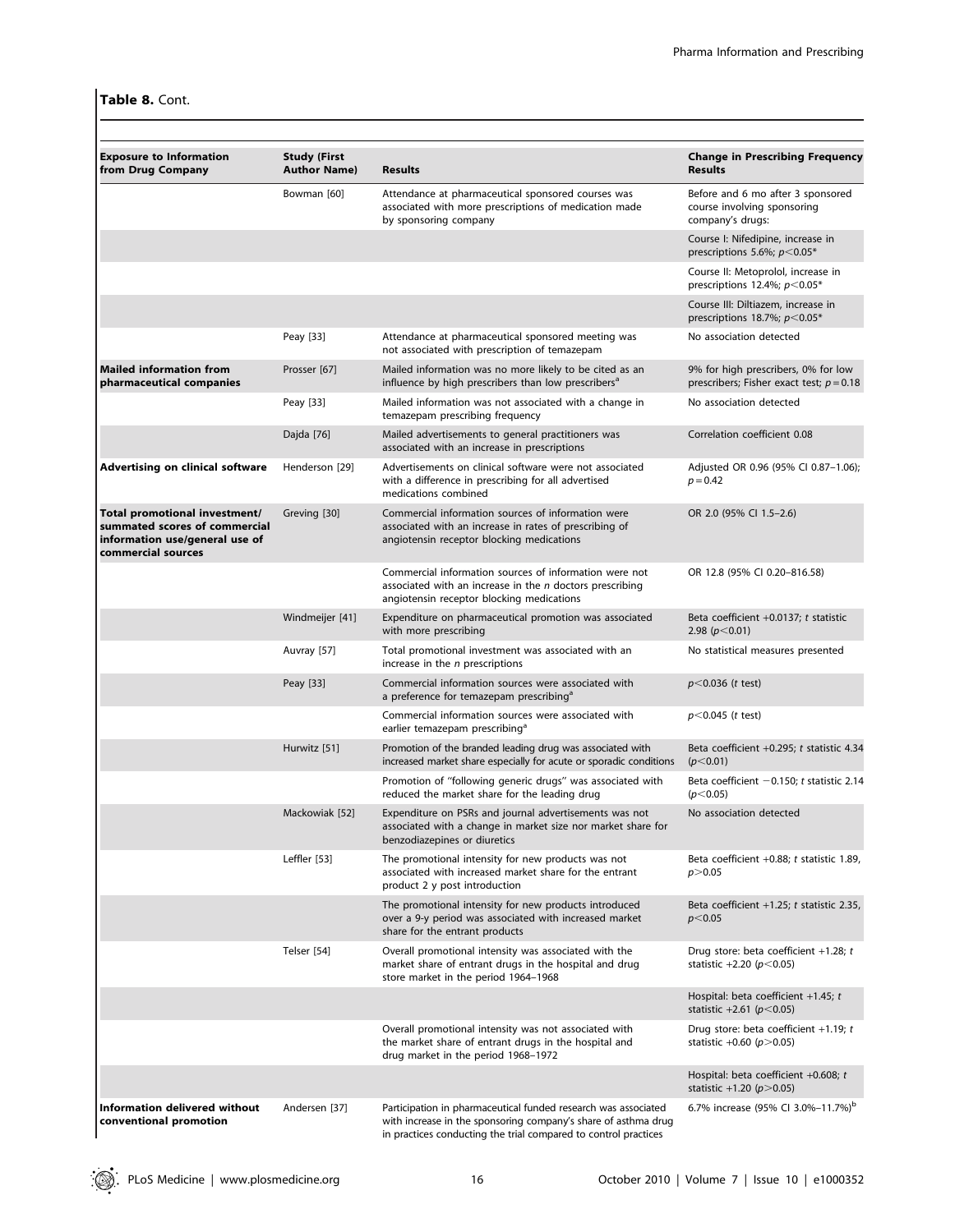**Table 8.** Cont.

| Exposure to Information from Drug Company | Study (First Author Name) | Results | Change in Prescribing Frequency Results |
|---|---|---|---|
| | Bowman [60] | Attendance at pharmaceutical sponsored courses was associated with more prescriptions of medication made by sponsoring company | Before and 6 mo after 3 sponsored course involving sponsoring company's drugs: |
| | | | Course I: Nifedipine, increase in prescriptions 5.6%; $p<0.05$* |
| | | | Course II: Metoprolol, increase in prescriptions 12.4%; $p<0.05$* |
| | | | Course III: Diltiazem, increase in prescriptions 18.7%; $p<0.05$* |
| | Peay [33] | Attendance at pharmaceutical sponsored meeting was not associated with prescription of temazepam | No association detected |
| **Mailed information from pharmaceutical companies** | Prosser [67] | Mailed information was no more likely to be cited as an influence by high prescribers than low prescribers[a] | 9% for high prescribers, 0% for low prescribers; Fisher exact test; $p=0.18$ |
| | Peay [33] | Mailed information was not associated with a change in temazepam prescribing frequency | No association detected |
| | Dajda [76] | Mailed advertisements to general practitioners was associated with an increase in prescriptions | Correlation coefficient 0.08 |
| **Advertising on clinical software** | Henderson [29] | Advertisements on clinical software were not associated with a difference in prescribing for all advertised medications combined | Adjusted OR 0.96 (95% CI 0.87–1.06); $p=0.42$ |
| **Total promotional investment/ summated scores of commercial information use/general use of commercial sources** | Greving [30] | Commercial information sources of information were associated with an increase in rates of prescribing of angiotensin receptor blocking medications | OR 2.0 (95% CI 1.5–2.6) |
| | | Commercial information sources of information were not associated with an increase in the *n* doctors prescribing angiotensin receptor blocking medications | OR 12.8 (95% CI 0.20–816.58) |
| | Windmeijer [41] | Expenditure on pharmaceutical promotion was associated with more prescribing | Beta coefficient +0.0137; *t* statistic 2.98 ($p<0.01$) |
| | Auvray [57] | Total promotional investment was associated with an increase in the *n* prescriptions | No statistical measures presented |
| | Peay [33] | Commercial information sources were associated with a preference for temazepam prescribing[a] | $p<0.036$ (*t* test) |
| | | Commercial information sources were associated with earlier temazepam prescribing[a] | $p<0.045$ (*t* test) |
| | Hurwitz [51] | Promotion of the branded leading drug was associated with increased market share especially for acute or sporadic conditions | Beta coefficient +0.295; *t* statistic 4.34 ($p<0.01$) |
| | | Promotion of "following generic drugs" was associated with reduced the market share for the leading drug | Beta coefficient −0.150; *t* statistic 2.14 ($p<0.05$) |
| | Mackowiak [52] | Expenditure on PSRs and journal advertisements was not associated with a change in market size nor market share for benzodiazepines or diuretics | No association detected |
| | Leffler [53] | The promotional intensity for new products was not associated with increased market share for the entrant product 2 y post introduction | Beta coefficient +0.88; *t* statistic 1.89, $p>0.05$ |
| | | The promotional intensity for new products introduced over a 9-y period was associated with increased market share for the entrant products | Beta coefficient +1.25; *t* statistic 2.35, $p<0.05$ |
| | Telser [54] | Overall promotional intensity was associated with the market share of entrant drugs in the hospital and drug store market in the period 1964–1968 | Drug store: beta coefficient +1.28; *t* statistic +2.20 ($p<0.05$) |
| | | | Hospital: beta coefficient +1.45; *t* statistic +2.61 ($p<0.05$) |
| | | Overall promotional intensity was not associated with the market share of entrant drugs in the hospital and drug market in the period 1968–1972 | Drug store: beta coefficient +1.19; *t* statistic +0.60 ($p>0.05$) |
| | | | Hospital: beta coefficient +0.608; *t* statistic +1.20 ($p>0.05$) |
| **Information delivered without conventional promotion** | Andersen [37] | Participation in pharmaceutical funded research was associated with increase in the sponsoring company's share of asthma drug in practices conducting the trial compared to control practices | 6.7% increase (95% CI 3.0%–11.7%)[b] |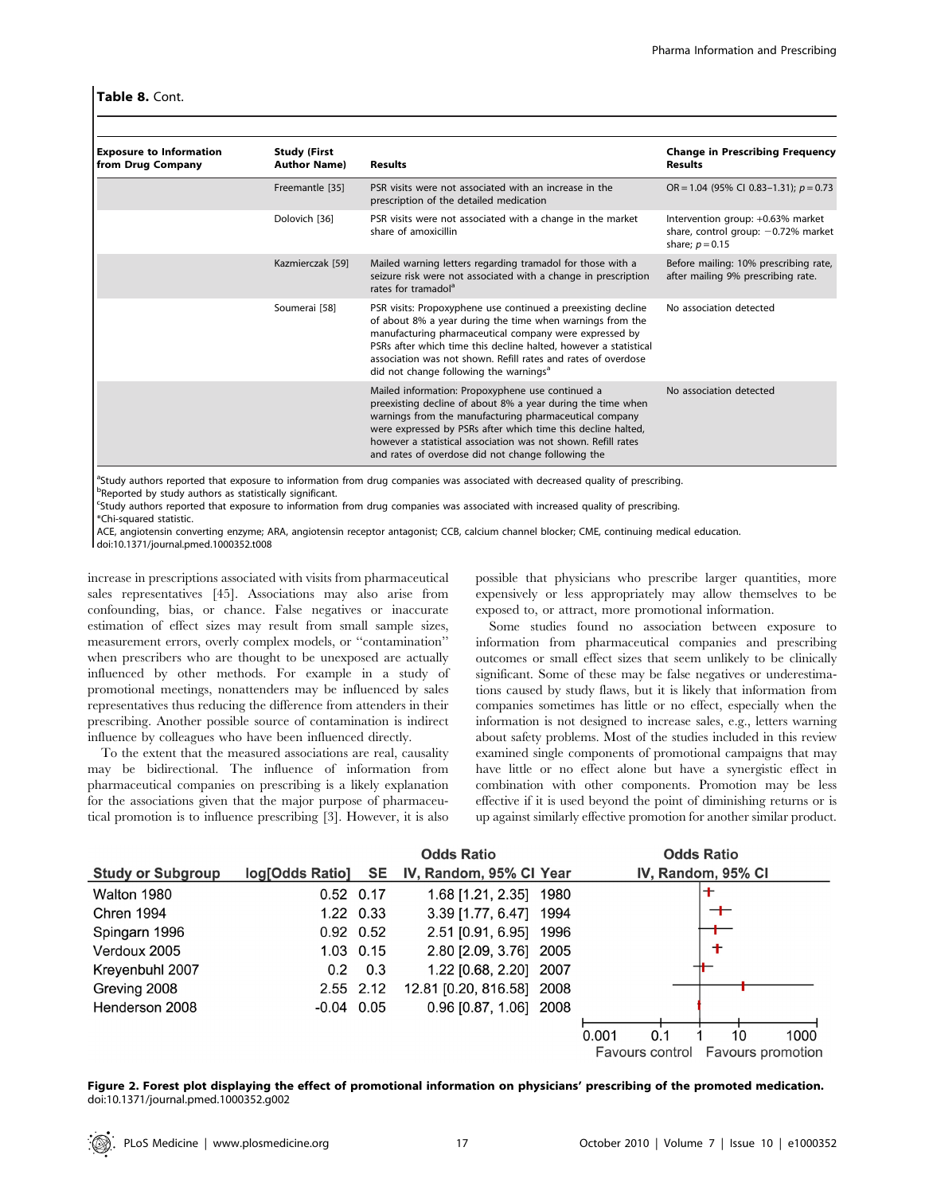**Table 8.** Cont.

| Exposure to Information from Drug Company | Study (First Author Name) | Results | Change in Prescribing Frequency Results |
|---|---|---|---|
| | Freemantle [35] | PSR visits were not associated with an increase in the prescription of the detailed medication | OR = 1.04 (95% CI 0.83–1.31); $p = 0.73$ |
| | Dolovich [36] | PSR visits were not associated with a change in the market share of amoxicillin | Intervention group: +0.63% market share, control group: −0.72% market share; $p = 0.15$ |
| | Kazmierczak [59] | Mailed warning letters regarding tramadol for those with a seizure risk were not associated with a change in prescription rates for tramadol[a] | Before mailing: 10% prescribing rate, after mailing 9% prescribing rate. |
| | Soumerai [58] | PSR visits: Propoxyphene use continued a preexisting decline of about 8% a year during the time when warnings from the manufacturing pharmaceutical company were expressed by PSRs after which time this decline halted, however a statistical association was not shown. Refill rates and rates of overdose did not change following the warnings[a] | No association detected |
| | | Mailed information: Propoxyphene use continued a preexisting decline of about 8% a year during the time when warnings from the manufacturing pharmaceutical company were expressed by PSRs after which time this decline halted, however a statistical association was not shown. Refill rates and rates of overdose did not change following the | No association detected |

[a]Study authors reported that exposure to information from drug companies was associated with decreased quality of prescribing.
[b]Reported by study authors as statistically significant.
[c]Study authors reported that exposure to information from drug companies was associated with increased quality of prescribing.
*Chi-squared statistic.
ACE, angiotensin converting enzyme; ARA, angiotensin receptor antagonist; CCB, calcium channel blocker; CME, continuing medical education.
doi:10.1371/journal.pmed.1000352.t008

increase in prescriptions associated with visits from pharmaceutical sales representatives [45]. Associations may also arise from confounding, bias, or chance. False negatives or inaccurate estimation of effect sizes may result from small sample sizes, measurement errors, overly complex models, or "contamination" when prescribers who are thought to be unexposed are actually influenced by other methods. For example in a study of promotional meetings, nonattenders may be influenced by sales representatives thus reducing the difference from attenders in their prescribing. Another possible source of contamination is indirect influence by colleagues who have been influenced directly.

To the extent that the measured associations are real, causality may be bidirectional. The influence of information from pharmaceutical companies on prescribing is a likely explanation for the associations given that the major purpose of pharmaceutical promotion is to influence prescribing [3]. However, it is also possible that physicians who prescribe larger quantities, more expensively or less appropriately may allow themselves to be exposed to, or attract, more promotional information.

Some studies found no association between exposure to information from pharmaceutical companies and prescribing outcomes or small effect sizes that seem unlikely to be clinically significant. Some of these may be false negatives or underestimations caused by study flaws, but it is likely that information from companies sometimes has little or no effect, especially when the information is not designed to increase sales, e.g., letters warning about safety problems. Most of the studies included in this review examined single components of promotional campaigns that may have little or no effect alone but have a synergistic effect in combination with other components. Promotion may be less effective if it is used beyond the point of diminishing returns or is up against similarly effective promotion for another similar product.

Study or Subgroup | log[Odds Ratio] | SE | Odds Ratio IV, Random, 95% CI | Year | Odds Ratio IV, Random, 95% CI

Walton 1980 0.52 0.17 1.68 [1.21, 2.35] 1980

Chren 1994 1.22 0.33 3.39 [1.77, 6.47] 1994

Spingarn 1996 0.92 0.52 2.51 [0.91, 6.95] 1996

Verdoux 2005 1.03 0.15 2.80 [2.09, 3.76] 2005

Kreyenbuhl 2007 0.2 0.3 1.22 [0.68, 2.20] 2007

Greving 2008 2.55 2.12 12.81 [0.20, 816.58] 2008

Henderson 2008 -0.04 0.05 0.96 [0.87, 1.06] 2008

0.001 0.1 1 10 1000

Favours control Favours promotion

**Figure 2. Forest plot displaying the effect of promotional information on physicians' prescribing of the promoted medication.**
doi:10.1371/journal.pmed.1000352.g002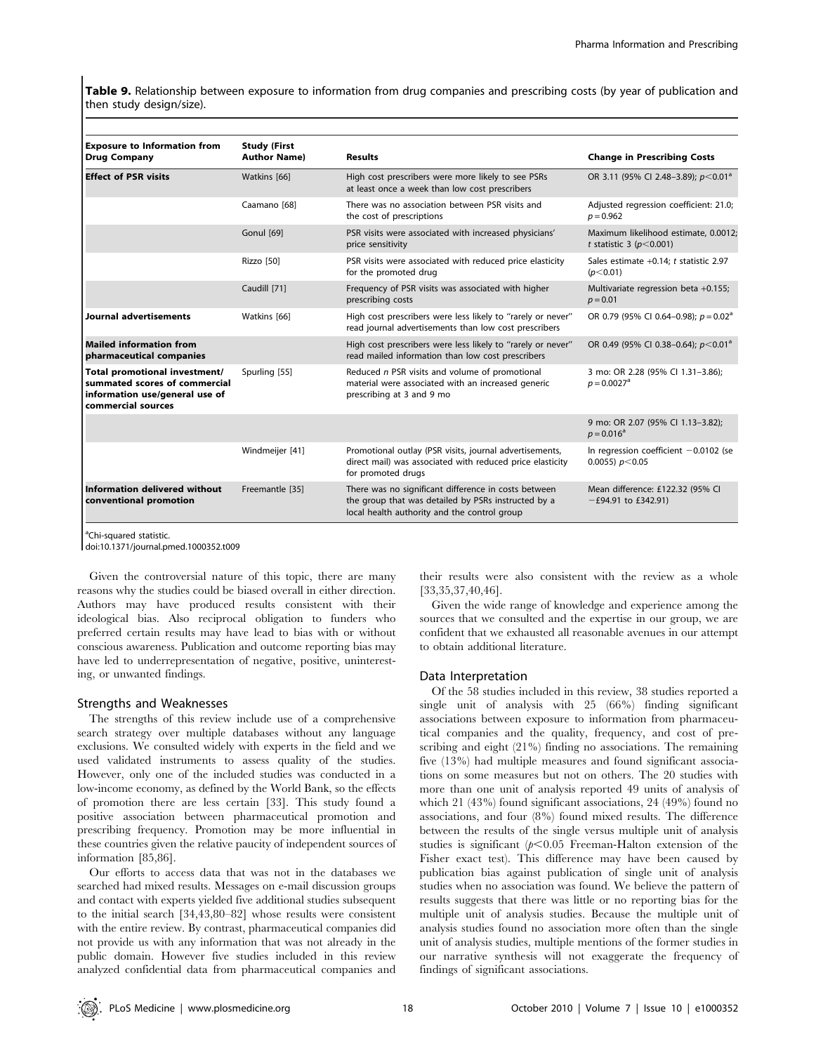**Table 9.** Relationship between exposure to information from drug companies and prescribing costs (by year of publication and then study design/size).

| Exposure to Information from Drug Company | Study (First Author Name) | Results | Change in Prescribing Costs |
|---|---|---|---|
| **Effect of PSR visits** | Watkins [66] | High cost prescribers were more likely to see PSRs at least once a week than low cost prescribers | OR 3.11 (95% CI 2.48–3.89); $p<0.01$[a] |
| | Caamano [68] | There was no association between PSR visits and the cost of prescriptions | Adjusted regression coefficient: 21.0; $p=0.962$ |
| | Gonul [69] | PSR visits were associated with increased physicians' price sensitivity | Maximum likelihood estimate, 0.0012; $t$ statistic 3 ($p<0.001$) |
| | Rizzo [50] | PSR visits were associated with reduced price elasticity for the promoted drug | Sales estimate +0.14; $t$ statistic 2.97 ($p<0.01$) |
| | Caudill [71] | Frequency of PSR visits was associated with higher prescribing costs | Multivariate regression beta +0.155; $p=0.01$ |
| **Journal advertisements** | Watkins [66] | High cost prescribers were less likely to "rarely or never" read journal advertisements than low cost prescribers | OR 0.79 (95% CI 0.64–0.98); $p=0.02$[a] |
| **Mailed information from pharmaceutical companies** | | High cost prescribers were less likely to "rarely or never" read mailed information than low cost prescribers | OR 0.49 (95% CI 0.38–0.64); $p<0.01$[a] |
| **Total promotional investment/ summated scores of commercial information use/general use of commercial sources** | Spurling [55] | Reduced $n$ PSR visits and volume of promotional material were associated with an increased generic prescribing at 3 and 9 mo | 3 mo: OR 2.28 (95% CI 1.31–3.86); $p=0.0027$[a] |
| | | | 9 mo: OR 2.07 (95% CI 1.13–3.82); $p=0.016$[a] |
| | Windmeijer [41] | Promotional outlay (PSR visits, journal advertisements, direct mail) was associated with reduced price elasticity for promoted drugs | ln regression coefficient −0.0102 (se 0.0055) $p<0.05$ |
| **Information delivered without conventional promotion** | Freemantle [35] | There was no significant difference in costs between the group that was detailed by PSRs instructed by a local health authority and the control group | Mean difference: £122.32 (95% CI −£94.91 to £342.91) |

[a]Chi-squared statistic.

doi:10.1371/journal.pmed.1000352.t009

Given the controversial nature of this topic, there are many reasons why the studies could be biased overall in either direction. Authors may have produced results consistent with their ideological bias. Also reciprocal obligation to funders who preferred certain results may have lead to bias with or without conscious awareness. Publication and outcome reporting bias may have led to underrepresentation of negative, positive, uninteresting, or unwanted findings.

### Strengths and Weaknesses

The strengths of this review include use of a comprehensive search strategy over multiple databases without any language exclusions. We consulted widely with experts in the field and we used validated instruments to assess quality of the studies. However, only one of the included studies was conducted in a low-income economy, as defined by the World Bank, so the effects of promotion there are less certain [33]. This study found a positive association between pharmaceutical promotion and prescribing frequency. Promotion may be more influential in these countries given the relative paucity of independent sources of information [85,86].

Our efforts to access data that was not in the databases we searched had mixed results. Messages on e-mail discussion groups and contact with experts yielded five additional studies subsequent to the initial search [34,43,80–82] whose results were consistent with the entire review. By contrast, pharmaceutical companies did not provide us with any information that was not already in the public domain. However five studies included in this review analyzed confidential data from pharmaceutical companies and their results were also consistent with the review as a whole [33,35,37,40,46].

Given the wide range of knowledge and experience among the sources that we consulted and the expertise in our group, we are confident that we exhausted all reasonable avenues in our attempt to obtain additional literature.

### Data Interpretation

Of the 58 studies included in this review, 38 studies reported a single unit of analysis with 25 (66%) finding significant associations between exposure to information from pharmaceutical companies and the quality, frequency, and cost of prescribing and eight (21%) finding no associations. The remaining five (13%) had multiple measures and found significant associations on some measures but not on others. The 20 studies with more than one unit of analysis reported 49 units of analysis of which 21 (43%) found significant associations, 24 (49%) found no associations, and four (8%) found mixed results. The difference between the results of the single versus multiple unit of analysis studies is significant ($p<0.05$ Freeman-Halton extension of the Fisher exact test). This difference may have been caused by publication bias against publication of single unit of analysis studies when no association was found. We believe the pattern of results suggests that there was little or no reporting bias for the multiple unit of analysis studies. Because the multiple unit of analysis studies found no association more often than the single unit of analysis studies, multiple mentions of the former studies in our narrative synthesis will not exaggerate the frequency of findings of significant associations.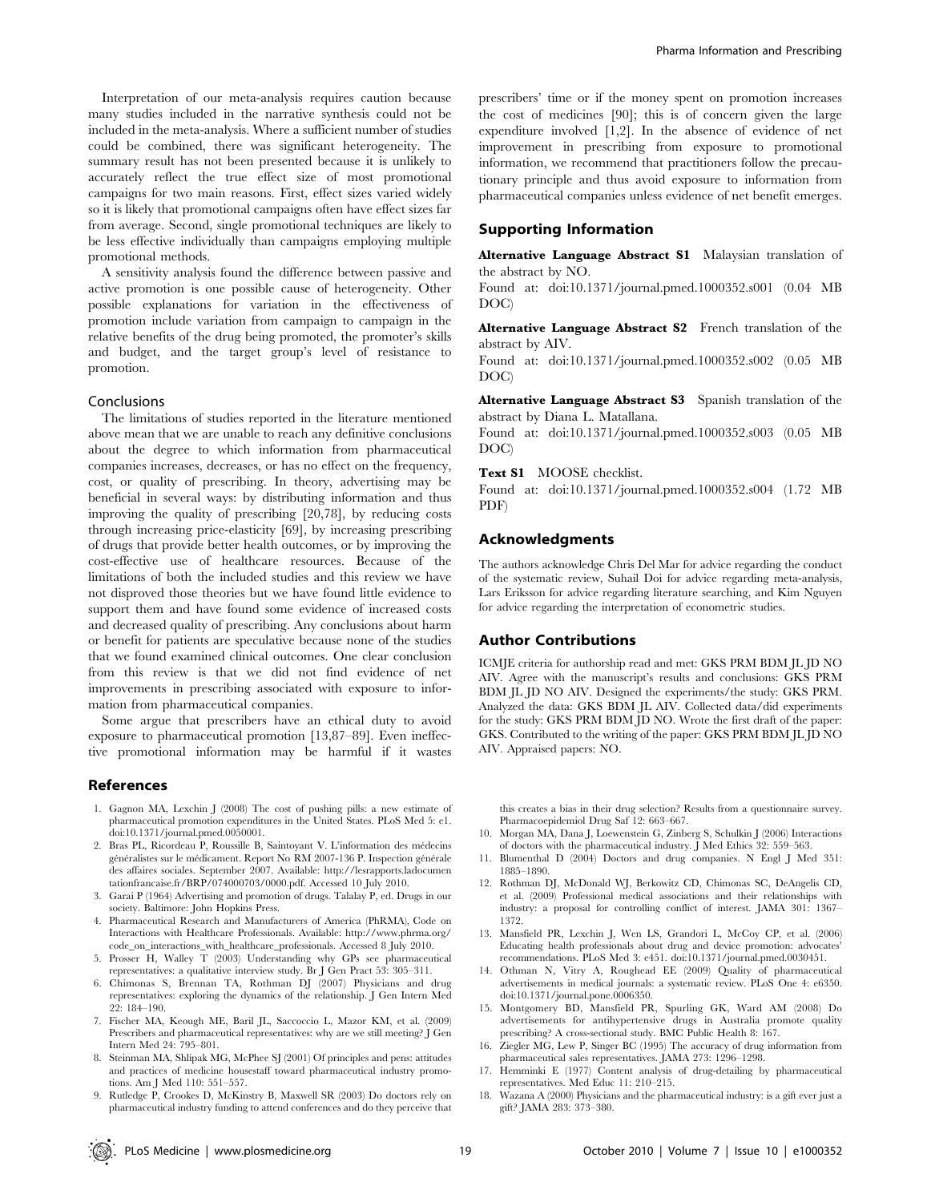Interpretation of our meta-analysis requires caution because many studies included in the narrative synthesis could not be included in the meta-analysis. Where a sufficient number of studies could be combined, there was significant heterogeneity. The summary result has not been presented because it is unlikely to accurately reflect the true effect size of most promotional campaigns for two main reasons. First, effect sizes varied widely so it is likely that promotional campaigns often have effect sizes far from average. Second, single promotional techniques are likely to be less effective individually than campaigns employing multiple promotional methods.

A sensitivity analysis found the difference between passive and active promotion is one possible cause of heterogeneity. Other possible explanations for variation in the effectiveness of promotion include variation from campaign to campaign in the relative benefits of the drug being promoted, the promoter's skills and budget, and the target group's level of resistance to promotion.

### Conclusions

The limitations of studies reported in the literature mentioned above mean that we are unable to reach any definitive conclusions about the degree to which information from pharmaceutical companies increases, decreases, or has no effect on the frequency, cost, or quality of prescribing. In theory, advertising may be beneficial in several ways: by distributing information and thus improving the quality of prescribing [20,78], by reducing costs through increasing price-elasticity [69], by increasing prescribing of drugs that provide better health outcomes, or by improving the cost-effective use of healthcare resources. Because of the limitations of both the included studies and this review we have not disproved those theories but we have found little evidence to support them and have found some evidence of increased costs and decreased quality of prescribing. Any conclusions about harm or benefit for patients are speculative because none of the studies that we found examined clinical outcomes. One clear conclusion from this review is that we did not find evidence of net improvements in prescribing associated with exposure to information from pharmaceutical companies.

Some argue that prescribers have an ethical duty to avoid exposure to pharmaceutical promotion [13,87–89]. Even ineffective promotional information may be harmful if it wastes prescribers' time or if the money spent on promotion increases the cost of medicines [90]; this is of concern given the large expenditure involved [1,2]. In the absence of evidence of net improvement in prescribing from exposure to promotional information, we recommend that practitioners follow the precautionary principle and thus avoid exposure to information from pharmaceutical companies unless evidence of net benefit emerges.

## Supporting Information

**Alternative Language Abstract S1** Malaysian translation of the abstract by NO.
Found at: doi:10.1371/journal.pmed.1000352.s001 (0.04 MB DOC)

**Alternative Language Abstract S2** French translation of the abstract by AIV.
Found at: doi:10.1371/journal.pmed.1000352.s002 (0.05 MB DOC)

**Alternative Language Abstract S3** Spanish translation of the abstract by Diana L. Matallana.
Found at: doi:10.1371/journal.pmed.1000352.s003 (0.05 MB DOC)

**Text S1** MOOSE checklist.
Found at: doi:10.1371/journal.pmed.1000352.s004 (1.72 MB PDF)

## Acknowledgments

The authors acknowledge Chris Del Mar for advice regarding the conduct of the systematic review, Suhail Doi for advice regarding meta-analysis, Lars Eriksson for advice regarding literature searching, and Kim Nguyen for advice regarding the interpretation of econometric studies.

## Author Contributions

ICMJE criteria for authorship read and met: GKS PRM BDM JL JD NO AIV. Agree with the manuscript's results and conclusions: GKS PRM BDM JL JD NO AIV. Designed the experiments/the study: GKS PRM. Analyzed the data: GKS BDM JL AIV. Collected data/did experiments for the study: GKS PRM BDM JD NO. Wrote the first draft of the paper: GKS. Contributed to the writing of the paper: GKS PRM BDM JL JD NO AIV. Appraised papers: NO.

## References

1. Gagnon MA, Lexchin J (2008) The cost of pushing pills: a new estimate of pharmaceutical promotion expenditures in the United States. PLoS Med 5: e1. doi:10.1371/journal.pmed.0050001.
2. Bras PL, Ricordeau P, Roussille B, Saintoyant V. L'information des médecins généralistes sur le médicament. Report No RM 2007-136 P. Inspection générale des affaires sociales. September 2007. Available: http://lesrapports.ladocumentationfrancaise.fr/BRP/074000703/0000.pdf. Accessed 10 July 2010.
3. Garai P (1964) Advertising and promotion of drugs. Talalay P, ed. Drugs in our society. Baltimore: John Hopkins Press.
4. Pharmaceutical Research and Manufacturers of America (PhRMA), Code on Interactions with Healthcare Professionals. Available: http://www.phrma.org/code_on_interactions_with_healthcare_professionals. Accessed 8 July 2010.
5. Prosser H, Walley T (2003) Understanding why GPs see pharmaceutical representatives: a qualitative interview study. Br J Gen Pract 53: 305–311.
6. Chimonas S, Brennan TA, Rothman DJ (2007) Physicians and drug representatives: exploring the dynamics of the relationship. J Gen Intern Med 22: 184–190.
7. Fischer MA, Keough ME, Baril JL, Saccoccio L, Mazor KM, et al. (2009) Prescribers and pharmaceutical representatives: why are we still meeting? J Gen Intern Med 24: 795–801.
8. Steinman MA, Shlipak MG, McPhee SJ (2001) Of principles and pens: attitudes and practices of medicine housestaff toward pharmaceutical industry promotions. Am J Med 110: 551–557.
9. Rutledge P, Crookes D, McKinstry B, Maxwell SR (2003) Do doctors rely on pharmaceutical industry funding to attend conferences and do they perceive that this creates a bias in their drug selection? Results from a questionnaire survey. Pharmacoepidemiol Drug Saf 12: 663–667.
10. Morgan MA, Dana J, Loewenstein G, Zinberg S, Schulkin J (2006) Interactions of doctors with the pharmaceutical industry. J Med Ethics 32: 559–563.
11. Blumenthal D (2004) Doctors and drug companies. N Engl J Med 351: 1885–1890.
12. Rothman DJ, McDonald WJ, Berkowitz CD, Chimonas SC, DeAngelis CD, et al. (2009) Professional medical associations and their relationships with industry: a proposal for controlling conflict of interest. JAMA 301: 1367–1372.
13. Mansfield PR, Lexchin J, Wen LS, Grandori L, McCoy CP, et al. (2006) Educating health professionals about drug and device promotion: advocates' recommendations. PLoS Med 3: e451. doi:10.1371/journal.pmed.0030451.
14. Othman N, Vitry A, Roughead EE (2009) Quality of pharmaceutical advertisements in medical journals: a systematic review. PLoS One 4: e6350. doi:10.1371/journal.pone.0006350.
15. Montgomery BD, Mansfield PR, Spurling GK, Ward AM (2008) Do advertisements for antihypertensive drugs in Australia promote quality prescribing? A cross-sectional study. BMC Public Health 8: 167.
16. Ziegler MG, Lew P, Singer BC (1995) The accuracy of drug information from pharmaceutical sales representatives. JAMA 273: 1296–1298.
17. Hemminki E (1977) Content analysis of drug-detailing by pharmaceutical representatives. Med Educ 11: 210–215.
18. Wazana A (2000) Physicians and the pharmaceutical industry: is a gift ever just a gift? JAMA 283: 373–380.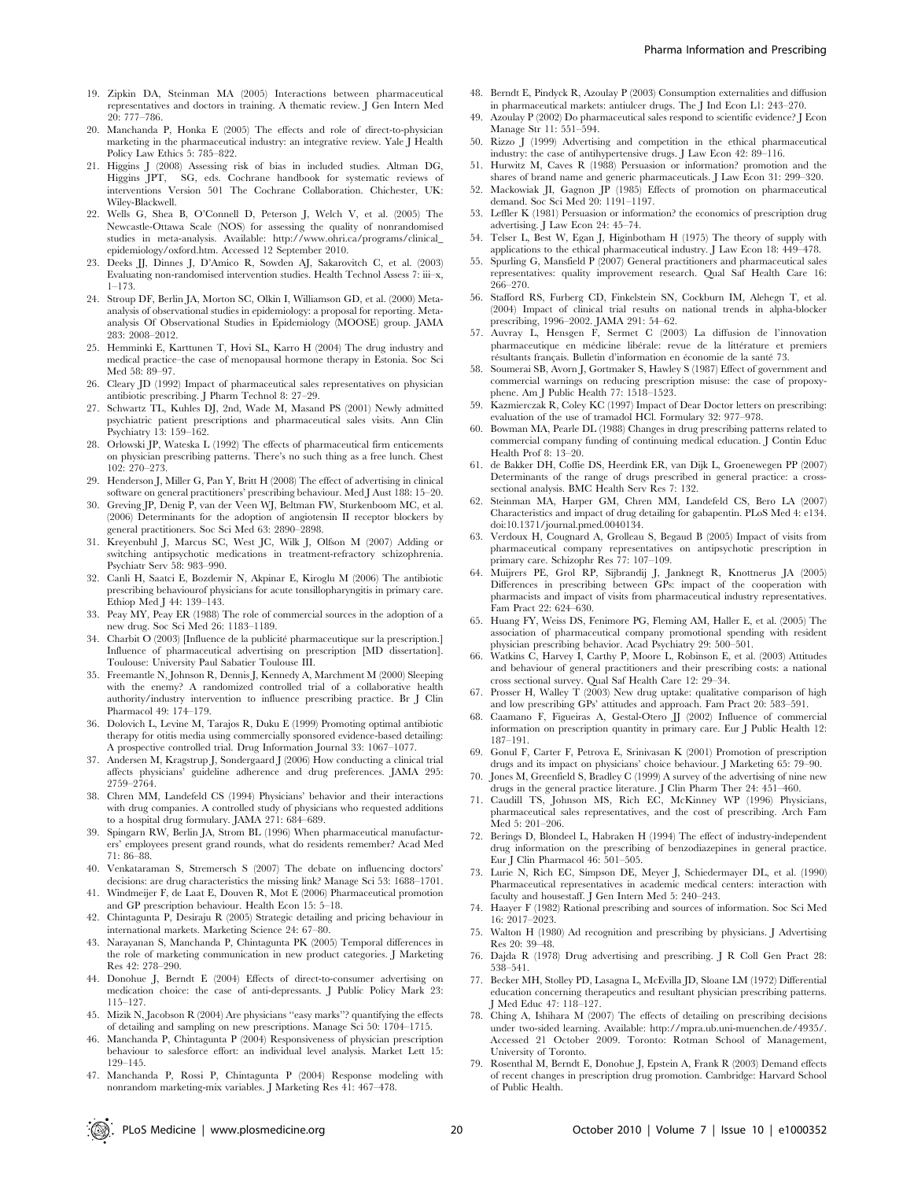19. Zipkin DA, Steinman MA (2005) Interactions between pharmaceutical representatives and doctors in training. A thematic review. J Gen Intern Med 20: 777–786.
20. Manchanda P, Honka E (2005) The effects and role of direct-to-physician marketing in the pharmaceutical industry: an integrative review. Yale J Health Policy Law Ethics 5: 785–822.
21. Higgins J (2008) Assessing risk of bias in included studies. Altman DG, Higgins JPT, SG, eds. Cochrane handbook for systematic reviews of interventions Version 501 The Cochrane Collaboration. Chichester, UK: Wiley-Blackwell.
22. Wells G, Shea B, O'Connell D, Peterson J, Welch V, et al. (2005) The Newcastle-Ottawa Scale (NOS) for assessing the quality of nonrandomised studies in meta-analysis. Available: http://www.ohri.ca/programs/clinical_epidemiology/oxford.htm. Accessed 12 September 2010.
23. Deeks JJ, Dinnes J, D'Amico R, Sowden AJ, Sakarovitch C, et al. (2003) Evaluating non-randomised intervention studies. Health Technol Assess 7: iii–x, 1–173.
24. Stroup DF, Berlin JA, Morton SC, Olkin I, Williamson GD, et al. (2000) Meta-analysis of observational studies in epidemiology: a proposal for reporting. Meta-analysis Of Observational Studies in Epidemiology (MOOSE) group. JAMA 283: 2008–2012.
25. Hemminki E, Karttunen T, Hovi SL, Karro H (2004) The drug industry and medical practice–the case of menopausal hormone therapy in Estonia. Soc Sci Med 58: 89–97.
26. Cleary JD (1992) Impact of pharmaceutical sales representatives on physician antibiotic prescribing. J Pharm Technol 8: 27–29.
27. Schwartz TL, Kuhles DJ, 2nd, Wade M, Masand PS (2001) Newly admitted psychiatric patient prescriptions and pharmaceutical sales visits. Ann Clin Psychiatry 13: 159–162.
28. Orlowski JP, Wateska L (1992) The effects of pharmaceutical firm enticements on physician prescribing patterns. There's no such thing as a free lunch. Chest 102: 270–273.
29. Henderson J, Miller G, Pan Y, Britt H (2008) The effect of advertising in clinical software on general practitioners' prescribing behaviour. Med J Aust 188: 15–20.
30. Greving JP, Denig P, van der Veen WJ, Beltman FW, Sturkenboom MC, et al. (2006) Determinants for the adoption of angiotensin II receptor blockers by general practitioners. Soc Sci Med 63: 2890–2898.
31. Kreyenbuhl J, Marcus SC, West JC, Wilk J, Olfson M (2007) Adding or switching antipsychotic medications in treatment-refractory schizophrenia. Psychiatr Serv 58: 983–990.
32. Canli H, Saatci E, Bozdemir N, Akpinar E, Kiroglu M (2006) The antibiotic prescribing behaviourof physicians for acute tonsillopharyngitis in primary care. Ethiop Med J 44: 139–143.
33. Peay MY, Peay ER (1988) The role of commercial sources in the adoption of a new drug. Soc Sci Med 26: 1183–1189.
34. Charbit O (2003) [Influence de la publicité pharmaceutique sur la prescription.] Influence of pharmaceutical advertising on prescription [MD dissertation]. Toulouse: University Paul Sabatier Toulouse III.
35. Freemantle N, Johnson R, Dennis J, Kennedy A, Marchment M (2000) Sleeping with the enemy? A randomized controlled trial of a collaborative health authority/industry intervention to influence prescribing practice. Br J Clin Pharmacol 49: 174–179.
36. Dolovich L, Levine M, Tarajos R, Duku E (1999) Promoting optimal antibiotic therapy for otitis media using commercially sponsored evidence-based detailing: A prospective controlled trial. Drug Information Journal 33: 1067–1077.
37. Andersen M, Kragstrup J, Sondergaard J (2006) How conducting a clinical trial affects physicians' guideline adherence and drug preferences. JAMA 295: 2759–2764.
38. Chren MM, Landefeld CS (1994) Physicians' behavior and their interactions with drug companies. A controlled study of physicians who requested additions to a hospital drug formulary. JAMA 271: 684–689.
39. Spingarn RW, Berlin JA, Strom BL (1996) When pharmaceutical manufacturers' employees present grand rounds, what do residents remember? Acad Med 71: 86–88.
40. Venkataraman S, Stremersch S (2007) The debate on influencing doctors' decisions: are drug characteristics the missing link? Manage Sci 53: 1688–1701.
41. Windmeijer F, de Laat E, Douven R, Mot E (2006) Pharmaceutical promotion and GP prescription behaviour. Health Econ 15: 5–18.
42. Chintagunta P, Desiraju R (2005) Strategic detailing and pricing behaviour in international markets. Marketing Science 24: 67–80.
43. Narayanan S, Manchanda P, Chintagunta PK (2005) Temporal differences in the role of marketing communication in new product categories. J Marketing Res 42: 278–290.
44. Donohue J, Berndt E (2004) Effects of direct-to-consumer advertising on medication choice: the case of anti-depressants. J Public Policy Mark 23: 115–127.
45. Mizik N, Jacobson R (2004) Are physicians "easy marks"? quantifying the effects of detailing and sampling on new prescriptions. Manage Sci 50: 1704–1715.
46. Manchanda P, Chintagunta P (2004) Responsiveness of physician prescription behaviour to salesforce effort: an individual level analysis. Market Lett 15: 129–145.
47. Manchanda P, Rossi P, Chintagunta P (2004) Response modeling with nonrandom marketing-mix variables. J Marketing Res 41: 467–478.
48. Berndt E, Pindyck R, Azoulay P (2003) Consumption externalities and diffusion in pharmaceutical markets: antiulcer drugs. The J Ind Econ L1: 243–270.
49. Azoulay P (2002) Do pharmaceutical sales respond to scientific evidence? J Econ Manage Str 11: 551–594.
50. Rizzo J (1999) Advertising and competition in the ethical pharmaceutical industry: the case of antihypertensive drugs. J Law Econ 42: 89–116.
51. Hurwitz M, Caves R (1988) Persuasion or information? promotion and the shares of brand name and generic pharmaceuticals. J Law Econ 31: 299–320.
52. Mackowiak JI, Gagnon JP (1985) Effects of promotion on pharmaceutical demand. Soc Sci Med 20: 1191–1197.
53. Leffler K (1981) Persuasion or information? the economics of prescription drug advertising. J Law Econ 24: 45–74.
54. Telser L, Best W, Egan J, Higinbotham H (1975) The theory of supply with applications to the ethical pharmaceutical industry. J Law Econ 18: 449–478.
55. Spurling G, Mansfield P (2007) General practitioners and pharmaceutical sales representatives: quality improvement research. Qual Saf Health Care 16: 266–270.
56. Stafford RS, Furberg CD, Finkelstein SN, Cockburn IM, Alehegn T, et al. (2004) Impact of clinical trial results on national trends in alpha-blocker prescribing, 1996–2002. JAMA 291: 54–62.
57. Auvray L, Hensgen F, Sermet C (2003) La diffusion de l'innovation pharmaceutique en médicine libérale: revue de la littérature et premiers résultants français. Bulletin d'information en économie de la santé 73.
58. Soumerai SB, Avorn J, Gortmaker S, Hawley S (1987) Effect of government and commercial warnings on reducing prescription misuse: the case of propoxyphene. Am J Public Health 77: 1518–1523.
59. Kazmierczak R, Coley KC (1997) Impact of Dear Doctor letters on prescribing: evaluation of the use of tramadol HCl. Formulary 32: 977–978.
60. Bowman MA, Pearle DL (1988) Changes in drug prescribing patterns related to commercial company funding of continuing medical education. J Contin Educ Health Prof 8: 13–20.
61. de Bakker DH, Coffie DS, Heerdink ER, van Dijk L, Groenewegen PP (2007) Determinants of the range of drugs prescribed in general practice: a cross-sectional analysis. BMC Health Serv Res 7: 132.
62. Steinman MA, Harper GM, Chren MM, Landefeld CS, Bero LA (2007) Characteristics and impact of drug detailing for gabapentin. PLoS Med 4: e134. doi:10.1371/journal.pmed.0040134.
63. Verdoux H, Cougnard A, Grolleau S, Begaud B (2005) Impact of visits from pharmaceutical company representatives on antipsychotic prescription in primary care. Schizophr Res 77: 107–109.
64. Muijrers PE, Grol RP, Sijbrandij J, Janknegt R, Knottnerus JA (2005) Differences in prescribing between GPs: impact of the cooperation with pharmacists and impact of visits from pharmaceutical industry representatives. Fam Pract 22: 624–630.
65. Huang FY, Weiss DS, Fenimore PG, Fleming AM, Haller E, et al. (2005) The association of pharmaceutical company promotional spending with resident physician prescribing behavior. Acad Psychiatry 29: 500–501.
66. Watkins C, Harvey I, Carthy P, Moore L, Robinson E, et al. (2003) Attitudes and behaviour of general practitioners and their prescribing costs: a national cross sectional survey. Qual Saf Health Care 12: 29–34.
67. Prosser H, Walley T (2003) New drug uptake: qualitative comparison of high and low prescribing GPs' attitudes and approach. Fam Pract 20: 583–591.
68. Caamano F, Figueiras A, Gestal-Otero JJ (2002) Influence of commercial information on prescription quantity in primary care. Eur J Public Health 12: 187–191.
69. Gonul F, Carter F, Petrova E, Srinivasan K (2001) Promotion of prescription drugs and its impact on physicians' choice behaviour. J Marketing 65: 79–90.
70. Jones M, Greenfield S, Bradley C (1999) A survey of the advertising of nine new drugs in the general practice literature. J Clin Pharm Ther 24: 451–460.
71. Caudill TS, Johnson MS, Rich EC, McKinney WP (1996) Physicians, pharmaceutical sales representatives, and the cost of prescribing. Arch Fam Med 5: 201–206.
72. Berings D, Blondeel L, Habraken H (1994) The effect of industry-independent drug information on the prescribing of benzodiazepines in general practice. Eur J Clin Pharmacol 46: 501–505.
73. Lurie N, Rich EC, Simpson DE, Meyer J, Schiedermayer DL, et al. (1990) Pharmaceutical representatives in academic medical centers: interaction with faculty and housestaff. J Gen Intern Med 5: 240–243.
74. Haayer F (1982) Rational prescribing and sources of information. Soc Sci Med 16: 2017–2023.
75. Walton H (1980) Ad recognition and prescribing by physicians. J Advertising Res 20: 39–48.
76. Dajda R (1978) Drug advertising and prescribing. J R Coll Gen Pract 28: 538–541.
77. Becker MH, Stolley PD, Lasagna L, McEvilla JD, Sloane LM (1972) Differential education concerning therapeutics and resultant physician prescribing patterns. J Med Educ 47: 118–127.
78. Ching A, Ishihara M (2007) The effects of detailing on prescribing decisions under two-sided learning. Available: http://mpra.ub.uni-muenchen.de/4935/. Accessed 21 October 2009. Toronto: Rotman School of Management, University of Toronto.
79. Rosenthal M, Berndt E, Donohue J, Epstein A, Frank R (2003) Demand effects of recent changes in prescription drug promotion. Cambridge: Harvard School of Public Health.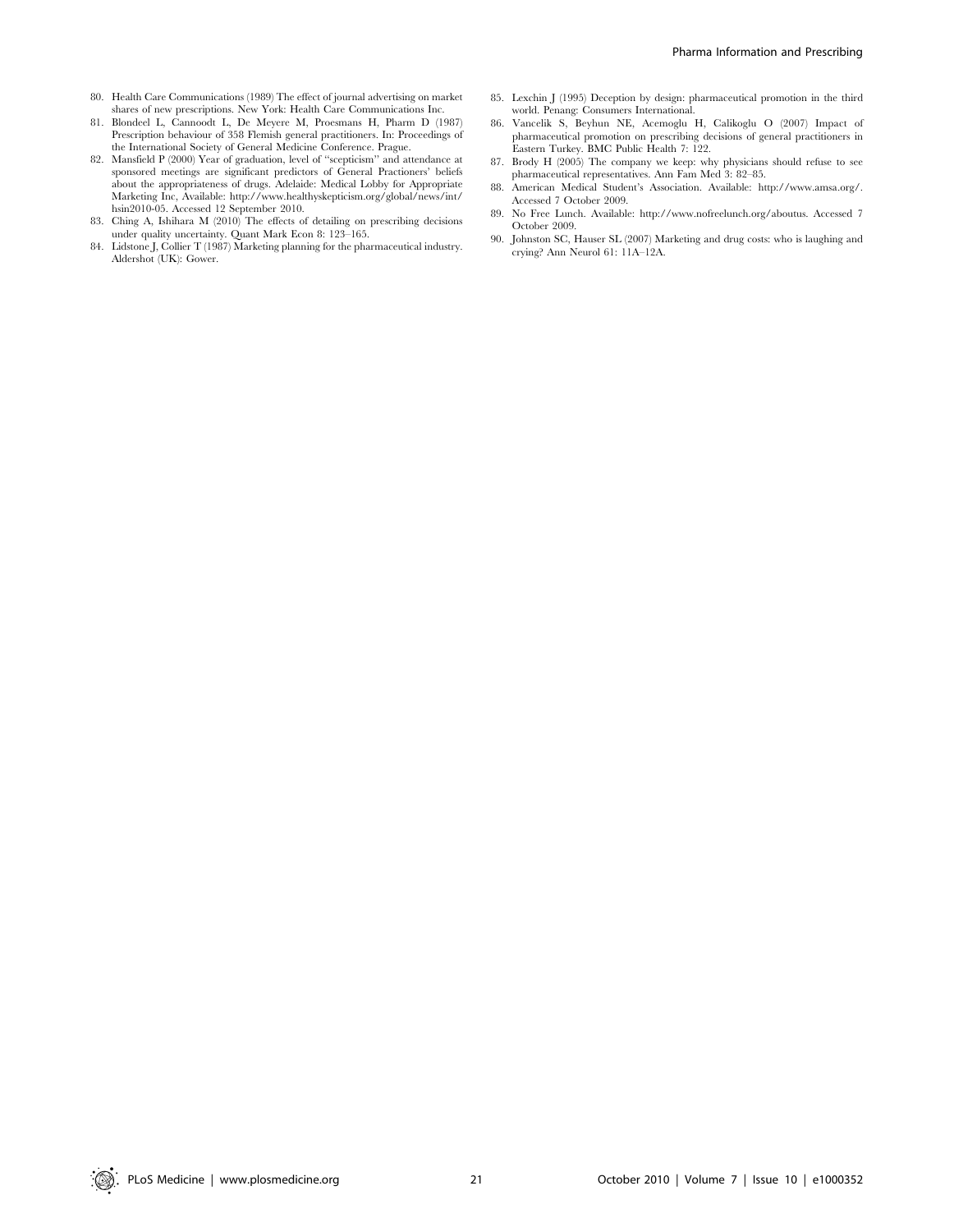80. Health Care Communications (1989) The effect of journal advertising on market shares of new prescriptions. New York: Health Care Communications Inc.
81. Blondeel L, Cannoodt L, De Meyere M, Proesmans H, Pharm D (1987) Prescription behaviour of 358 Flemish general practitioners. In: Proceedings of the International Society of General Medicine Conference. Prague.
82. Mansfield P (2000) Year of graduation, level of "scepticism" and attendance at sponsored meetings are significant predictors of General Practioners' beliefs about the appropriateness of drugs. Adelaide: Medical Lobby for Appropriate Marketing Inc, Available: http://www.healthyskepticism.org/global/news/int/hsin2010-05. Accessed 12 September 2010.
83. Ching A, Ishihara M (2010) The effects of detailing on prescribing decisions under quality uncertainty. Quant Mark Econ 8: 123–165.
84. Lidstone J, Collier T (1987) Marketing planning for the pharmaceutical industry. Aldershot (UK): Gower.
85. Lexchin J (1995) Deception by design: pharmaceutical promotion in the third world. Penang: Consumers International.
86. Vancelik S, Beyhun NE, Acemoglu H, Calikoglu O (2007) Impact of pharmaceutical promotion on prescribing decisions of general practitioners in Eastern Turkey. BMC Public Health 7: 122.
87. Brody H (2005) The company we keep: why physicians should refuse to see pharmaceutical representatives. Ann Fam Med 3: 82–85.
88. American Medical Student's Association. Available: http://www.amsa.org/. Accessed 7 October 2009.
89. No Free Lunch. Available: http://www.nofreelunch.org/aboutus. Accessed 7 October 2009.
90. Johnston SC, Hauser SL (2007) Marketing and drug costs: who is laughing and crying? Ann Neurol 61: 11A–12A.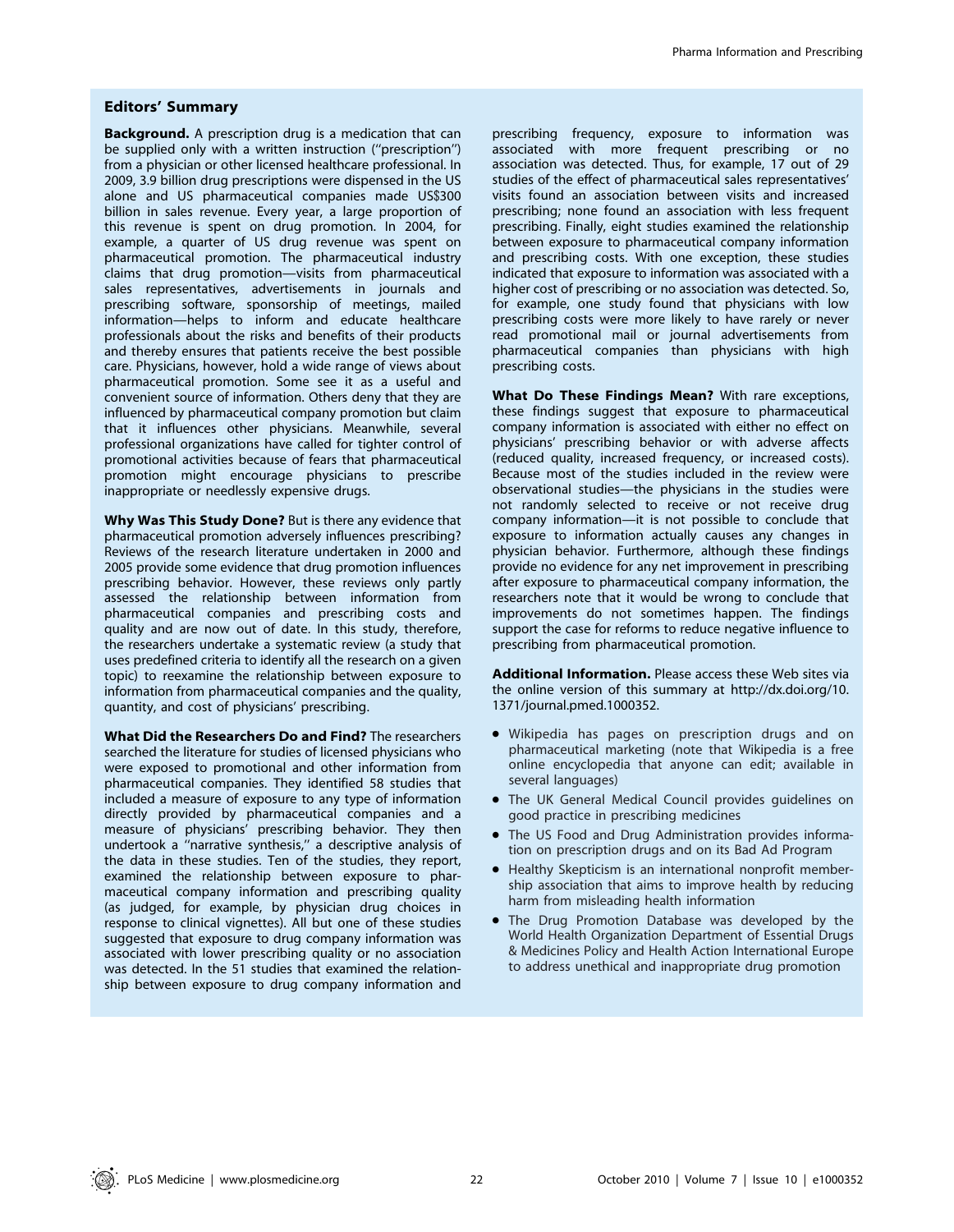## Editors' Summary

**Background.** A prescription drug is a medication that can be supplied only with a written instruction (''prescription'') from a physician or other licensed healthcare professional. In 2009, 3.9 billion drug prescriptions were dispensed in the US alone and US pharmaceutical companies made US$300 billion in sales revenue. Every year, a large proportion of this revenue is spent on drug promotion. In 2004, for example, a quarter of US drug revenue was spent on pharmaceutical promotion. The pharmaceutical industry claims that drug promotion—visits from pharmaceutical sales representatives, advertisements in journals and prescribing software, sponsorship of meetings, mailed information—helps to inform and educate healthcare professionals about the risks and benefits of their products and thereby ensures that patients receive the best possible care. Physicians, however, hold a wide range of views about pharmaceutical promotion. Some see it as a useful and convenient source of information. Others deny that they are influenced by pharmaceutical company promotion but claim that it influences other physicians. Meanwhile, several professional organizations have called for tighter control of promotional activities because of fears that pharmaceutical promotion might encourage physicians to prescribe inappropriate or needlessly expensive drugs.

**Why Was This Study Done?** But is there any evidence that pharmaceutical promotion adversely influences prescribing? Reviews of the research literature undertaken in 2000 and 2005 provide some evidence that drug promotion influences prescribing behavior. However, these reviews only partly assessed the relationship between information from pharmaceutical companies and prescribing costs and quality and are now out of date. In this study, therefore, the researchers undertake a systematic review (a study that uses predefined criteria to identify all the research on a given topic) to reexamine the relationship between exposure to information from pharmaceutical companies and the quality, quantity, and cost of physicians' prescribing.

**What Did the Researchers Do and Find?** The researchers searched the literature for studies of licensed physicians who were exposed to promotional and other information from pharmaceutical companies. They identified 58 studies that included a measure of exposure to any type of information directly provided by pharmaceutical companies and a measure of physicians' prescribing behavior. They then undertook a ''narrative synthesis,'' a descriptive analysis of the data in these studies. Ten of the studies, they report, examined the relationship between exposure to pharmaceutical company information and prescribing quality (as judged, for example, by physician drug choices in response to clinical vignettes). All but one of these studies suggested that exposure to drug company information was associated with lower prescribing quality or no association was detected. In the 51 studies that examined the relationship between exposure to drug company information and prescribing frequency, exposure to information was associated with more frequent prescribing or no association was detected. Thus, for example, 17 out of 29 studies of the effect of pharmaceutical sales representatives' visits found an association between visits and increased prescribing; none found an association with less frequent prescribing. Finally, eight studies examined the relationship between exposure to pharmaceutical company information and prescribing costs. With one exception, these studies indicated that exposure to information was associated with a higher cost of prescribing or no association was detected. So, for example, one study found that physicians with low prescribing costs were more likely to have rarely or never read promotional mail or journal advertisements from pharmaceutical companies than physicians with high prescribing costs.

**What Do These Findings Mean?** With rare exceptions, these findings suggest that exposure to pharmaceutical company information is associated with either no effect on physicians' prescribing behavior or with adverse affects (reduced quality, increased frequency, or increased costs). Because most of the studies included in the review were observational studies—the physicians in the studies were not randomly selected to receive or not receive drug company information—it is not possible to conclude that exposure to information actually causes any changes in physician behavior. Furthermore, although these findings provide no evidence for any net improvement in prescribing after exposure to pharmaceutical company information, the researchers note that it would be wrong to conclude that improvements do not sometimes happen. The findings support the case for reforms to reduce negative influence to prescribing from pharmaceutical promotion.

**Additional Information.** Please access these Web sites via the online version of this summary at http://dx.doi.org/10.1371/journal.pmed.1000352.

- Wikipedia has pages on prescription drugs and on pharmaceutical marketing (note that Wikipedia is a free online encyclopedia that anyone can edit; available in several languages)
- The UK General Medical Council provides guidelines on good practice in prescribing medicines
- The US Food and Drug Administration provides information on prescription drugs and on its Bad Ad Program
- Healthy Skepticism is an international nonprofit membership association that aims to improve health by reducing harm from misleading health information
- The Drug Promotion Database was developed by the World Health Organization Department of Essential Drugs & Medicines Policy and Health Action International Europe to address unethical and inappropriate drug promotion